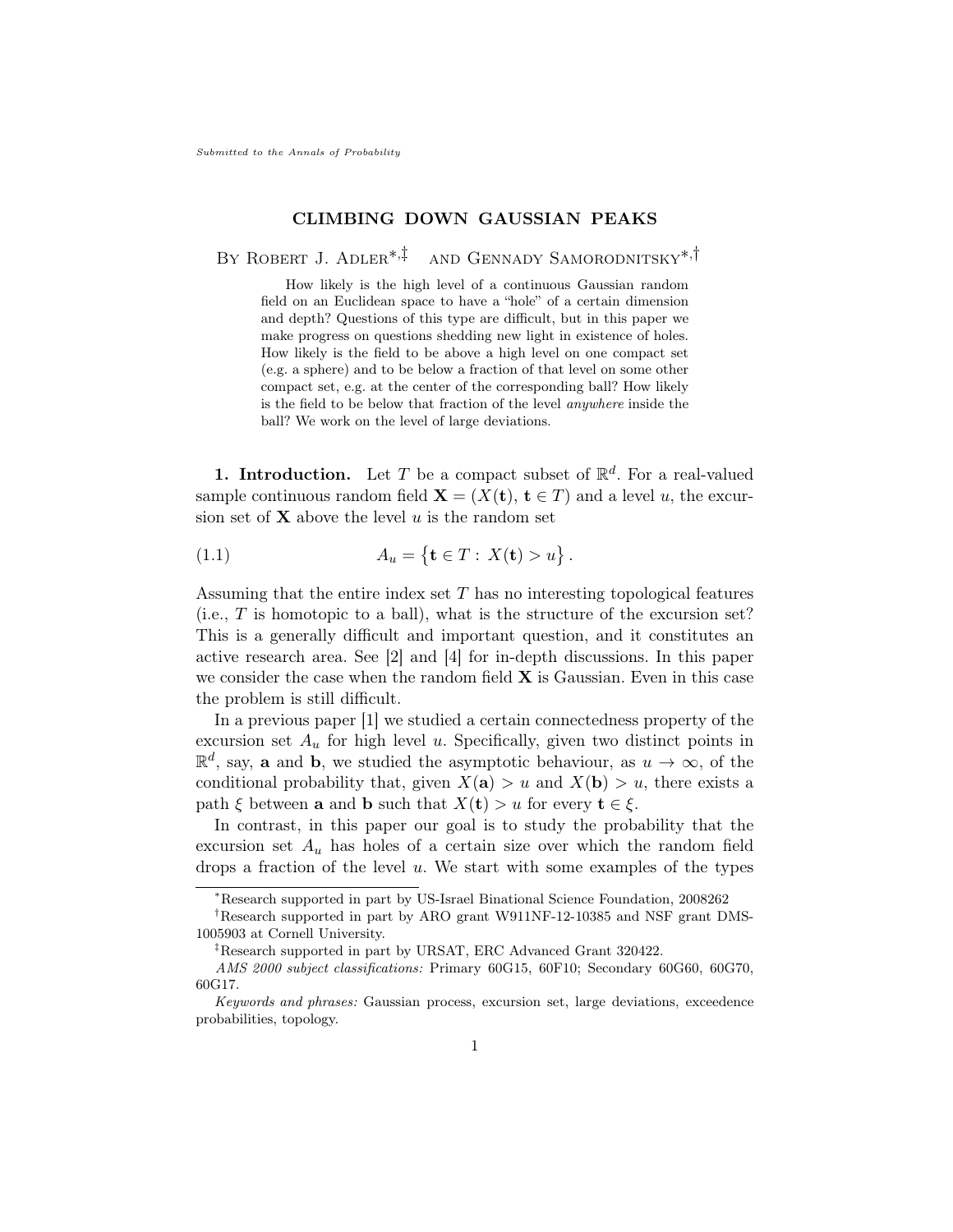*Submitted to the Annals of Probability*

# CLIMBING DOWN GAUSSIAN PEAKS

By Robert J. Adler[*,‡] and Gennady Samorodnitsky[*,†]

> How likely is the high level of a continuous Gaussian random field on an Euclidean space to have a "hole" of a certain dimension and depth? Questions of this type are difficult, but in this paper we make progress on questions shedding new light in existence of holes. How likely is the field to be above a high level on one compact set (e.g. a sphere) and to be below a fraction of that level on some other compact set, e.g. at the center of the corresponding ball? How likely is the field to be below that fraction of the level *anywhere* inside the ball? We work on the level of large deviations.

**1. Introduction.** Let $T$ be a compact subset of $\mathbb{R}^d$. For a real-valued sample continuous random field $\mathbf{X} = (X(\mathbf{t}),\, \mathbf{t} \in T)$ and a level $u$, the excursion set of $\mathbf{X}$ above the level $u$ is the random set

$$A_u = \left\{ \mathbf{t} \in T :\, X(\mathbf{t}) > u \right\}. \tag{1.1}$$

Assuming that the entire index set $T$ has no interesting topological features (i.e., $T$ is homotopic to a ball), what is the structure of the excursion set? This is a generally difficult and important question, and it constitutes an active research area. See [2] and [4] for in-depth discussions. In this paper we consider the case when the random field $\mathbf{X}$ is Gaussian. Even in this case the problem is still difficult.

In a previous paper [1] we studied a certain connectedness property of the excursion set $A_u$ for high level $u$. Specifically, given two distinct points in $\mathbb{R}^d$, say, $\mathbf{a}$ and $\mathbf{b}$, we studied the asymptotic behaviour, as $u \to \infty$, of the conditional probability that, given $X(\mathbf{a}) > u$ and $X(\mathbf{b}) > u$, there exists a path $\xi$ between $\mathbf{a}$ and $\mathbf{b}$ such that $X(\mathbf{t}) > u$ for every $\mathbf{t} \in \xi$.

In contrast, in this paper our goal is to study the probability that the excursion set $A_u$ has holes of a certain size over which the random field drops a fraction of the level $u$. We start with some examples of the types

---

[*]Research supported in part by US-Israel Binational Science Foundation, 2008262

[†]Research supported in part by ARO grant W911NF-12-10385 and NSF grant DMS-1005903 at Cornell University.

[‡]Research supported in part by URSAT, ERC Advanced Grant 320422.

*AMS 2000 subject classifications:* Primary 60G15, 60F10; Secondary 60G60, 60G70, 60G17.

*Keywords and phrases:* Gaussian process, excursion set, large deviations, exceedence probabilities, topology.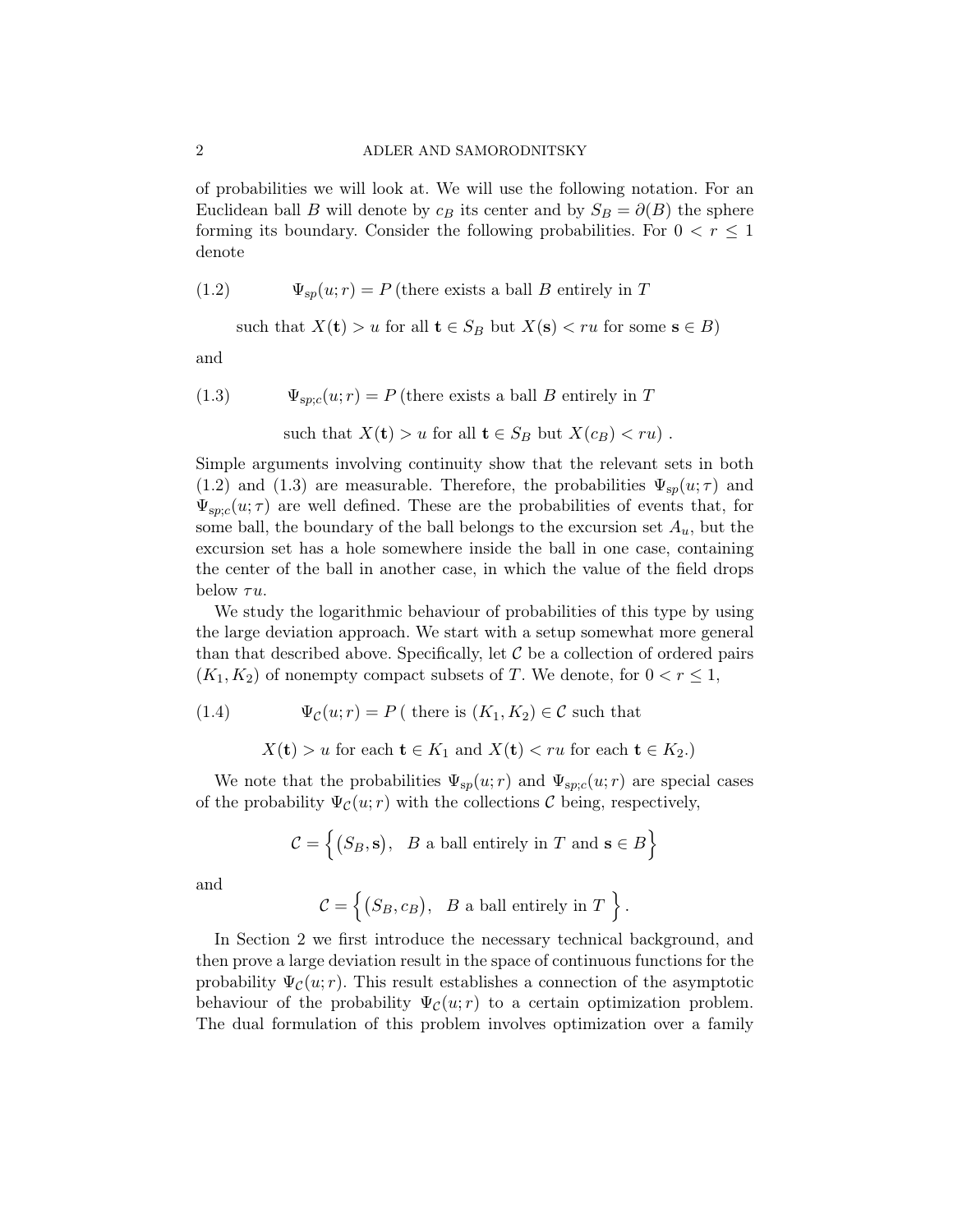of probabilities we will look at. We will use the following notation. For an Euclidean ball $B$ will denote by $c_B$ its center and by $S_B = \partial(B)$ the sphere forming its boundary. Consider the following probabilities. For $0 < r \leq 1$ denote

$$
\begin{aligned}
(1.2) \qquad \Psi_{sp}(u;r) = P\,(&\text{there exists a ball } B \text{ entirely in } T \\
&\text{such that } X(\mathbf{t}) > u \text{ for all } \mathbf{t} \in S_B \text{ but } X(\mathbf{s}) < ru \text{ for some } \mathbf{s} \in B)
\end{aligned}
$$

and

$$
\begin{aligned}
(1.3) \qquad \Psi_{sp;c}(u;r) = P\,(&\text{there exists a ball } B \text{ entirely in } T \\
&\text{such that } X(\mathbf{t}) > u \text{ for all } \mathbf{t} \in S_B \text{ but } X(c_B) < ru)\ .
\end{aligned}
$$

Simple arguments involving continuity show that the relevant sets in both (1.2) and (1.3) are measurable. Therefore, the probabilities $\Psi_{sp}(u;\tau)$ and $\Psi_{sp;c}(u;\tau)$ are well defined. These are the probabilities of events that, for some ball, the boundary of the ball belongs to the excursion set $A_u$, but the excursion set has a hole somewhere inside the ball in one case, containing the center of the ball in another case, in which the value of the field drops below $\tau u$.

We study the logarithmic behaviour of probabilities of this type by using the large deviation approach. We start with a setup somewhat more general than that described above. Specifically, let $\mathcal{C}$ be a collection of ordered pairs $(K_1, K_2)$ of nonempty compact subsets of $T$. We denote, for $0 < r \leq 1$,

$$
\begin{aligned}
(1.4) \qquad \Psi_{\mathcal{C}}(u;r) = P\,(&\text{ there is } (K_1, K_2) \in \mathcal{C} \text{ such that} \\
&X(\mathbf{t}) > u \text{ for each } \mathbf{t} \in K_1 \text{ and } X(\mathbf{t}) < ru \text{ for each } \mathbf{t} \in K_2.)
\end{aligned}
$$

We note that the probabilities $\Psi_{sp}(u;r)$ and $\Psi_{sp;c}(u;r)$ are special cases of the probability $\Psi_{\mathcal{C}}(u;r)$ with the collections $\mathcal{C}$ being, respectively,

$$
\mathcal{C} = \Big\{ \big(S_B, \mathbf{s}\big), \quad B \text{ a ball entirely in } T \text{ and } \mathbf{s} \in B \Big\}
$$

and

$$
\mathcal{C} = \Big\{ \big(S_B, c_B\big), \quad B \text{ a ball entirely in } T \ \Big\}.
$$

In Section 2 we first introduce the necessary technical background, and then prove a large deviation result in the space of continuous functions for the probability $\Psi_{\mathcal{C}}(u;r)$. This result establishes a connection of the asymptotic behaviour of the probability $\Psi_{\mathcal{C}}(u;r)$ to a certain optimization problem. The dual formulation of this problem involves optimization over a family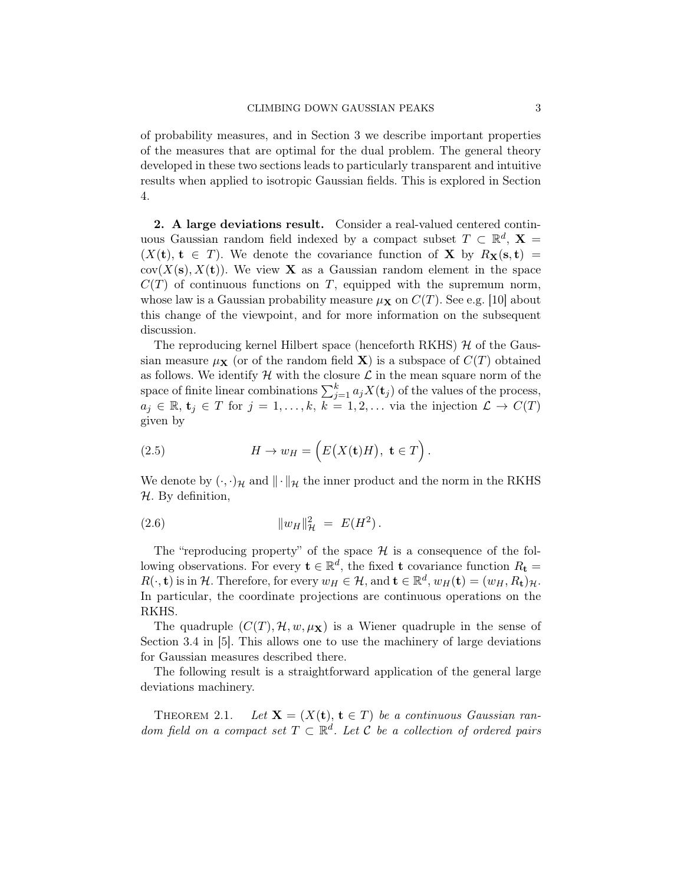of probability measures, and in Section 3 we describe important properties of the measures that are optimal for the dual problem. The general theory developed in these two sections leads to particularly transparent and intuitive results when applied to isotropic Gaussian fields. This is explored in Section 4.

**2. A large deviations result.** Consider a real-valued centered continuous Gaussian random field indexed by a compact subset $T \subset \mathbb{R}^d$, $\mathbf{X} = (X(\mathbf{t}),\, \mathbf{t} \in T)$. We denote the covariance function of $\mathbf{X}$ by $R_{\mathbf{X}}(\mathbf{s}, \mathbf{t}) = \text{cov}(X(\mathbf{s}), X(\mathbf{t}))$. We view $\mathbf{X}$ as a Gaussian random element in the space $C(T)$ of continuous functions on $T$, equipped with the supremum norm, whose law is a Gaussian probability measure $\mu_{\mathbf{X}}$ on $C(T)$. See e.g. [10] about this change of the viewpoint, and for more information on the subsequent discussion.

The reproducing kernel Hilbert space (henceforth RKHS) $\mathcal{H}$ of the Gaussian measure $\mu_{\mathbf{X}}$ (or of the random field $\mathbf{X}$) is a subspace of $C(T)$ obtained as follows. We identify $\mathcal{H}$ with the closure $\mathcal{L}$ in the mean square norm of the space of finite linear combinations $\sum_{j=1}^{k} a_j X(\mathbf{t}_j)$ of the values of the process, $a_j \in \mathbb{R}$, $\mathbf{t}_j \in T$ for $j = 1, \ldots, k$, $k = 1, 2, \ldots$ via the injection $\mathcal{L} \to C(T)$ given by

$$H \to w_H = \Big(E\big(X(\mathbf{t})H\big),\ \mathbf{t} \in T\Big)\,. \tag{2.5}$$

We denote by $(\cdot,\cdot)_{\mathcal{H}}$ and $\|\cdot\|_{\mathcal{H}}$ the inner product and the norm in the RKHS $\mathcal{H}$. By definition,

$$\|w_H\|_{\mathcal{H}}^2 \ = \ E(H^2)\,. \tag{2.6}$$

The "reproducing property" of the space $\mathcal{H}$ is a consequence of the following observations. For every $\mathbf{t} \in \mathbb{R}^d$, the fixed $\mathbf{t}$ covariance function $R_{\mathbf{t}} = R(\cdot, \mathbf{t})$ is in $\mathcal{H}$. Therefore, for every $w_H \in \mathcal{H}$, and $\mathbf{t} \in \mathbb{R}^d$, $w_H(\mathbf{t}) = (w_H, R_{\mathbf{t}})_{\mathcal{H}}$. In particular, the coordinate projections are continuous operations on the RKHS.

The quadruple $(C(T), \mathcal{H}, w, \mu_{\mathbf{X}})$ is a Wiener quadruple in the sense of Section 3.4 in [5]. This allows one to use the machinery of large deviations for Gaussian measures described there.

The following result is a straightforward application of the general large deviations machinery.

THEOREM 2.1. *Let $\mathbf{X} = (X(\mathbf{t}),\, \mathbf{t} \in T)$ be a continuous Gaussian random field on a compact set $T \subset \mathbb{R}^d$. Let $\mathcal{C}$ be a collection of ordered pairs*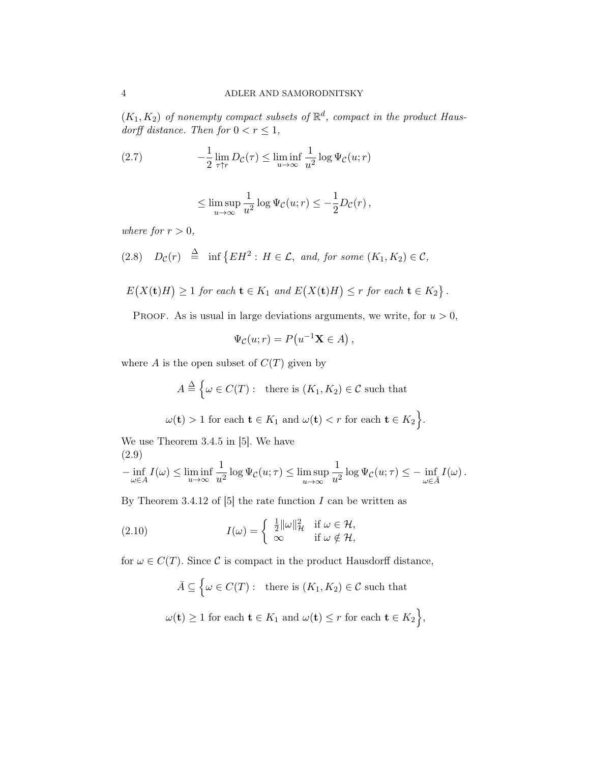$(K_1, K_2)$ *of nonempty compact subsets of* $\mathbb{R}^d$*, compact in the product Hausdorff distance. Then for* $0 < r \leq 1$,

$$
-\frac{1}{2}\lim_{\tau \uparrow r} D_{\mathcal{C}}(\tau) \leq \liminf_{u \to \infty} \frac{1}{u^2} \log \Psi_{\mathcal{C}}(u; r) \tag{2.7}
$$

$$
\leq \limsup_{u \to \infty} \frac{1}{u^2} \log \Psi_{\mathcal{C}}(u; r) \leq -\frac{1}{2} D_{\mathcal{C}}(r)\,,
$$

*where for* $r > 0$,

$$
D_{\mathcal{C}}(r) \;\stackrel{\Delta}{=}\; \inf \big\{ EH^2 : \, H \in \mathcal{L}, \ \textit{and, for some } (K_1, K_2) \in \mathcal{C}, \tag{2.8}
$$

$$
E\big(X(\mathbf{t})H\big) \geq 1 \textit{ for each } \mathbf{t} \in K_1 \textit{ and } E\big(X(\mathbf{t})H\big) \leq r \textit{ for each } \mathbf{t} \in K_2 \big\}\,.
$$

Proof. As is usual in large deviations arguments, we write, for $u > 0$,

$$
\Psi_{\mathcal{C}}(u; r) = P\big(u^{-1}\mathbf{X} \in A\big)\,,
$$

where $A$ is the open subset of $C(T)$ given by

$$
A \stackrel{\Delta}{=} \Big\{ \omega \in C(T) : \ \ \text{there is } (K_1, K_2) \in \mathcal{C} \text{ such that}
$$

$$
\omega(\mathbf{t}) > 1 \text{ for each } \mathbf{t} \in K_1 \text{ and } \omega(\mathbf{t}) < r \text{ for each } \mathbf{t} \in K_2 \Big\}.
$$

We use Theorem 3.4.5 in [5]. We have

$$
-\inf_{\omega \in A} I(\omega) \leq \liminf_{u \to \infty} \frac{1}{u^2} \log \Psi_{\mathcal{C}}(u; \tau) \leq \limsup_{u \to \infty} \frac{1}{u^2} \log \Psi_{\mathcal{C}}(u; \tau) \leq -\inf_{\omega \in \bar{A}} I(\omega)\,. \tag{2.9}
$$

By Theorem 3.4.12 of [5] the rate function $I$ can be written as

$$
I(\omega) = \begin{cases} \frac{1}{2}\|\omega\|_{\mathcal{H}}^2 & \text{if } \omega \in \mathcal{H}, \\ \infty & \text{if } \omega \notin \mathcal{H}, \end{cases} \tag{2.10}
$$

for $\omega \in C(T)$. Since $\mathcal{C}$ is compact in the product Hausdorff distance,

$$
\bar{A} \subseteq \Big\{ \omega \in C(T) : \ \ \text{there is } (K_1, K_2) \in \mathcal{C} \text{ such that}
$$

$$
\omega(\mathbf{t}) \geq 1 \text{ for each } \mathbf{t} \in K_1 \text{ and } \omega(\mathbf{t}) \leq r \text{ for each } \mathbf{t} \in K_2 \Big\},
$$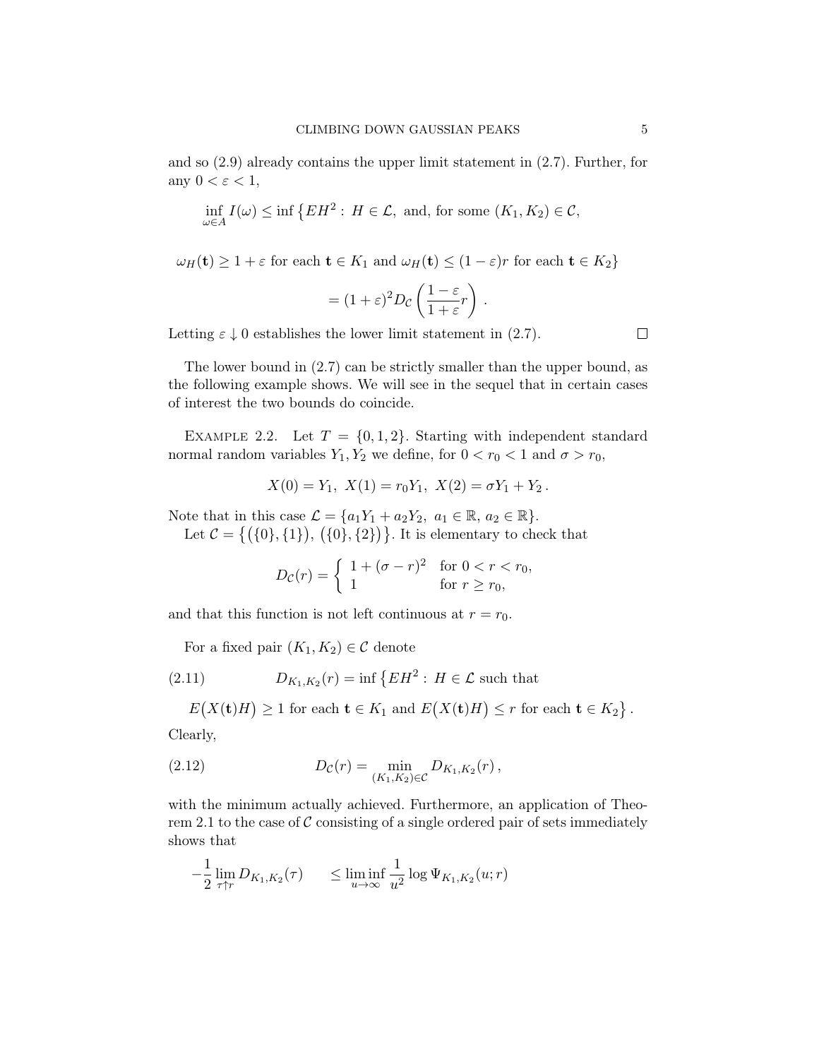and so (2.9) already contains the upper limit statement in (2.7). Further, for any $0 < \varepsilon < 1$,

$$
\inf_{\omega \in A} I(\omega) \le \inf \big\{ EH^2 : \, H \in \mathcal{L}, \text{ and, for some } (K_1, K_2) \in \mathcal{C},
$$

$$
\omega_H(\mathbf{t}) \ge 1+\varepsilon \text{ for each } \mathbf{t} \in K_1 \text{ and } \omega_H(\mathbf{t}) \le (1-\varepsilon) r \text{ for each } \mathbf{t} \in K_2 \big\}
$$

$$
= (1+\varepsilon)^2 D_{\mathcal{C}}\left( \frac{1-\varepsilon}{1+\varepsilon} r \right) .
$$

Letting $\varepsilon \downarrow 0$ establishes the lower limit statement in (2.7). $\square$

The lower bound in (2.7) can be strictly smaller than the upper bound, as the following example shows. We will see in the sequel that in certain cases of interest the two bounds do coincide.

Example 2.2. Let $T = \{0, 1, 2\}$. Starting with independent standard normal random variables $Y_1, Y_2$ we define, for $0 < r_0 < 1$ and $\sigma > r_0$,

$$
X(0) = Y_1, \; X(1) = r_0 Y_1, \; X(2) = \sigma Y_1 + Y_2 \, .
$$

Note that in this case $\mathcal{L} = \{a_1 Y_1 + a_2 Y_2, \; a_1 \in \mathbb{R}, \, a_2 \in \mathbb{R}\}$.

Let $\mathcal{C} = \big\{ (\{0\}, \{1\}), \, (\{0\}, \{2\}) \big\}$. It is elementary to check that

$$
D_{\mathcal{C}}(r) = \begin{cases} 1 + (\sigma - r)^2 & \text{for } 0 < r < r_0, \\ 1 & \text{for } r \ge r_0, \end{cases}
$$

and that this function is not left continuous at $r = r_0$.

For a fixed pair $(K_1, K_2) \in \mathcal{C}$ denote

$$
D_{K_1,K_2}(r) = \inf \big\{ EH^2 : \, H \in \mathcal{L} \text{ such that}
$$

$$
E\big(X(\mathbf{t})H\big) \ge 1 \text{ for each } \mathbf{t} \in K_1 \text{ and } E\big(X(\mathbf{t})H\big) \le r \text{ for each } \mathbf{t} \in K_2 \big\} . \tag{2.11}
$$

Clearly,

$$
D_{\mathcal{C}}(r) = \min_{(K_1,K_2) \in \mathcal{C}} D_{K_1,K_2}(r) \, , \tag{2.12}
$$

with the minimum actually achieved. Furthermore, an application of Theorem 2.1 to the case of $\mathcal{C}$ consisting of a single ordered pair of sets immediately shows that

$$
-\frac{1}{2} \lim_{\tau \uparrow r} D_{K_1,K_2}(\tau) \qquad \le \liminf_{u \to \infty} \frac{1}{u^2} \log \Psi_{K_1,K_2}(u; r)
$$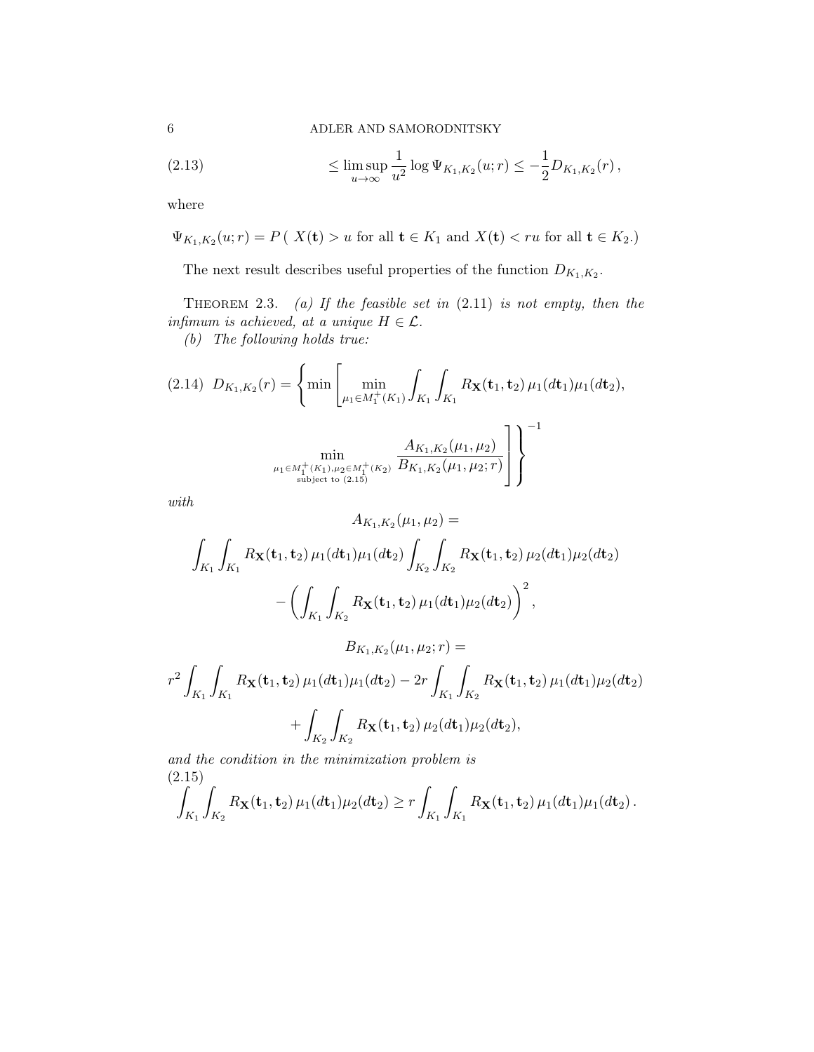$$\leq \limsup_{u\to\infty} \frac{1}{u^2} \log \Psi_{K_1,K_2}(u;r) \leq -\frac{1}{2} D_{K_1,K_2}(r)\,, \tag{2.13}$$

where

$\Psi_{K_1,K_2}(u;r) = P\,(\,X(\mathbf{t}) > u$ for all $\mathbf{t} \in K_1$ and $X(\mathbf{t}) < ru$ for all $\mathbf{t} \in K_2$.)

The next result describes useful properties of the function $D_{K_1,K_2}$.

THEOREM 2.3. *(a) If the feasible set in* (2.11) *is not empty, then the infimum is achieved, at a unique* $H \in \mathcal{L}$.

*(b) The following holds true:*

$$D_{K_1,K_2}(r) = \Bigg\{ \min \Bigg[ \min_{\mu_1 \in M_1^+(K_1)} \int_{K_1}\int_{K_1} R_{\mathbf{X}}(\mathbf{t}_1,\mathbf{t}_2)\,\mu_1(d\mathbf{t}_1)\mu_1(d\mathbf{t}_2), \\ \min_{\substack{\mu_1 \in M_1^+(K_1), \mu_2 \in M_1^+(K_2) \\ \text{subject to (2.15)}}} \frac{A_{K_1,K_2}(\mu_1,\mu_2)}{B_{K_1,K_2}(\mu_1,\mu_2;r)} \Bigg] \Bigg\}^{-1} \tag{2.14}$$

*with*

$$A_{K_1,K_2}(\mu_1,\mu_2) = \\ \int_{K_1}\int_{K_1} R_{\mathbf{X}}(\mathbf{t}_1,\mathbf{t}_2)\,\mu_1(d\mathbf{t}_1)\mu_1(d\mathbf{t}_2) \int_{K_2}\int_{K_2} R_{\mathbf{X}}(\mathbf{t}_1,\mathbf{t}_2)\,\mu_2(d\mathbf{t}_1)\mu_2(d\mathbf{t}_2) \\ - \left( \int_{K_1}\int_{K_2} R_{\mathbf{X}}(\mathbf{t}_1,\mathbf{t}_2)\,\mu_1(d\mathbf{t}_1)\mu_2(d\mathbf{t}_2) \right)^2,$$

$$B_{K_1,K_2}(\mu_1,\mu_2;r) = \\ r^2 \int_{K_1}\int_{K_1} R_{\mathbf{X}}(\mathbf{t}_1,\mathbf{t}_2)\,\mu_1(d\mathbf{t}_1)\mu_1(d\mathbf{t}_2) - 2r \int_{K_1}\int_{K_2} R_{\mathbf{X}}(\mathbf{t}_1,\mathbf{t}_2)\,\mu_1(d\mathbf{t}_1)\mu_2(d\mathbf{t}_2) \\ + \int_{K_2}\int_{K_2} R_{\mathbf{X}}(\mathbf{t}_1,\mathbf{t}_2)\,\mu_2(d\mathbf{t}_1)\mu_2(d\mathbf{t}_2),$$

*and the condition in the minimization problem is*

$$\int_{K_1}\int_{K_2} R_{\mathbf{X}}(\mathbf{t}_1,\mathbf{t}_2)\,\mu_1(d\mathbf{t}_1)\mu_2(d\mathbf{t}_2) \geq r \int_{K_1}\int_{K_1} R_{\mathbf{X}}(\mathbf{t}_1,\mathbf{t}_2)\,\mu_1(d\mathbf{t}_1)\mu_1(d\mathbf{t}_2)\,. \tag{2.15}$$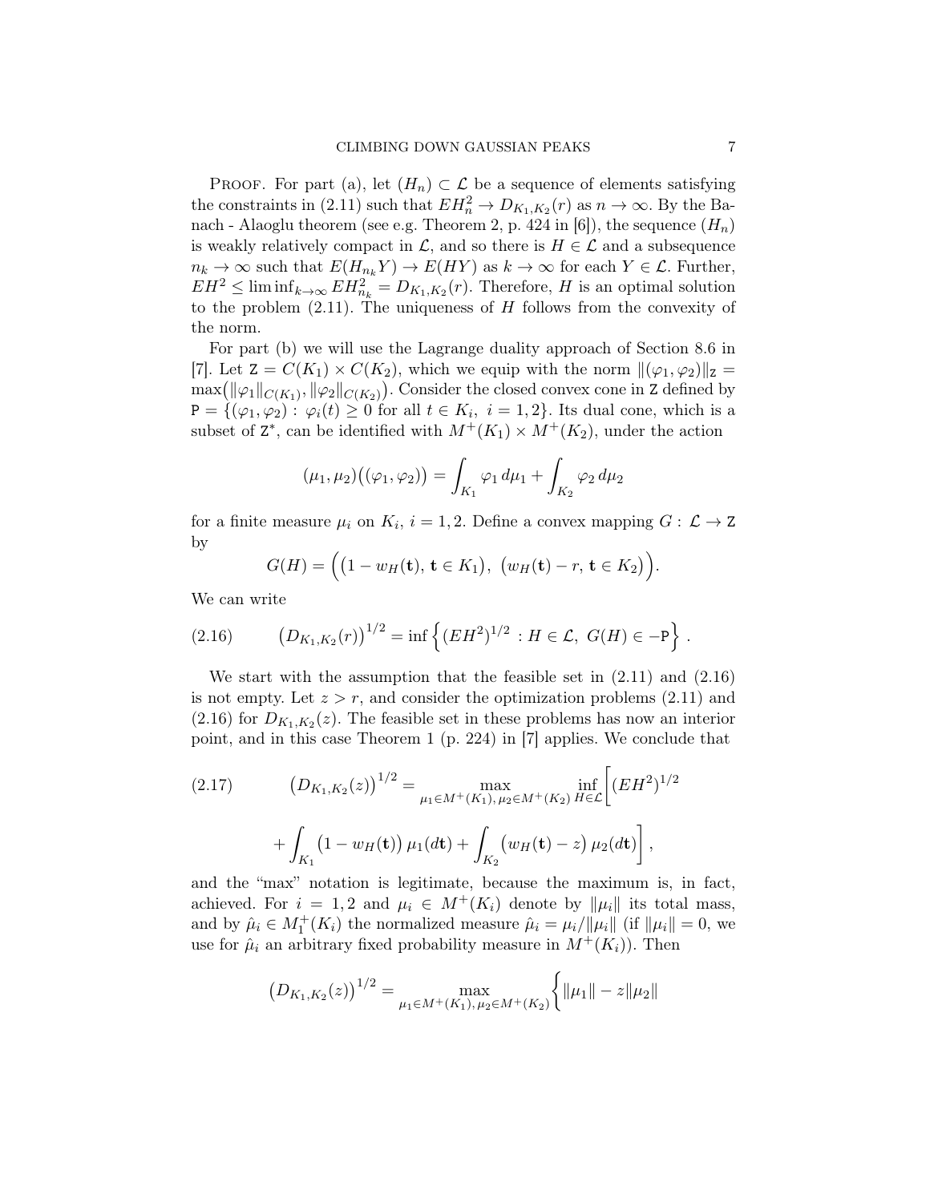PROOF. For part (a), let $(H_n) \subset \mathcal{L}$ be a sequence of elements satisfying the constraints in (2.11) such that $EH_n^2 \to D_{K_1,K_2}(r)$ as $n \to \infty$. By the Banach - Alaoglu theorem (see e.g. Theorem 2, p. 424 in [6]), the sequence $(H_n)$ is weakly relatively compact in $\mathcal{L}$, and so there is $H \in \mathcal{L}$ and a subsequence $n_k \to \infty$ such that $E(H_{n_k}Y) \to E(HY)$ as $k \to \infty$ for each $Y \in \mathcal{L}$. Further, $EH^2 \le \liminf_{k\to\infty} EH_{n_k}^2 = D_{K_1,K_2}(r)$. Therefore, $H$ is an optimal solution to the problem (2.11). The uniqueness of $H$ follows from the convexity of the norm.

For part (b) we will use the Lagrange duality approach of Section 8.6 in [7]. Let $\mathtt{Z} = C(K_1) \times C(K_2)$, which we equip with the norm $\|(\varphi_1, \varphi_2)\|_{\mathtt{Z}} = \max\bigl(\|\varphi_1\|_{C(K_1)}, \|\varphi_2\|_{C(K_2)}\bigr)$. Consider the closed convex cone in $\mathtt{Z}$ defined by $\mathtt{P} = \{(\varphi_1, \varphi_2) : \varphi_i(t) \ge 0 \text{ for all } t \in K_i,\ i = 1,2\}$. Its dual cone, which is a subset of $\mathtt{Z}^*$, can be identified with $M^+(K_1) \times M^+(K_2)$, under the action

$$(\mu_1, \mu_2)\bigl((\varphi_1, \varphi_2)\bigr) = \int_{K_1} \varphi_1 \, d\mu_1 + \int_{K_2} \varphi_2 \, d\mu_2$$

for a finite measure $\mu_i$ on $K_i$, $i = 1,2$. Define a convex mapping $G : \mathcal{L} \to \mathtt{Z}$ by

$$G(H) = \Bigl(\bigl(1 - w_H(\mathbf{t}), \mathbf{t} \in K_1\bigr),\ \bigl(w_H(\mathbf{t}) - r, \mathbf{t} \in K_2\bigr)\Bigr).$$

We can write

$$\bigl(D_{K_1,K_2}(r)\bigr)^{1/2} = \inf\Bigl\{(EH^2)^{1/2} : H \in \mathcal{L},\ G(H) \in -\mathtt{P}\Bigr\}. \tag{2.16}$$

We start with the assumption that the feasible set in (2.11) and (2.16) is not empty. Let $z > r$, and consider the optimization problems (2.11) and (2.16) for $D_{K_1,K_2}(z)$. The feasible set in these problems has now an interior point, and in this case Theorem 1 (p. 224) in [7] applies. We conclude that

$$\bigl(D_{K_1,K_2}(z)\bigr)^{1/2} = \max_{\mu_1 \in M^+(K_1),\, \mu_2 \in M^+(K_2)} \inf_{H \in \mathcal{L}} \Biggl[(EH^2)^{1/2} + \int_{K_1} \bigl(1 - w_H(\mathbf{t})\bigr)\, \mu_1(d\mathbf{t}) + \int_{K_2} \bigl(w_H(\mathbf{t}) - z\bigr)\, \mu_2(d\mathbf{t})\Biggr], \tag{2.17}$$

and the "max" notation is legitimate, because the maximum is, in fact, achieved. For $i = 1,2$ and $\mu_i \in M^+(K_i)$ denote by $\|\mu_i\|$ its total mass, and by $\hat\mu_i \in M_1^+(K_i)$ the normalized measure $\hat\mu_i = \mu_i/\|\mu_i\|$ (if $\|\mu_i\| = 0$, we use for $\hat\mu_i$ an arbitrary fixed probability measure in $M^+(K_i)$). Then

$$\bigl(D_{K_1,K_2}(z)\bigr)^{1/2} = \max_{\mu_1 \in M^+(K_1),\, \mu_2 \in M^+(K_2)} \Bigl\{\|\mu_1\| - z\|\mu_2\|$$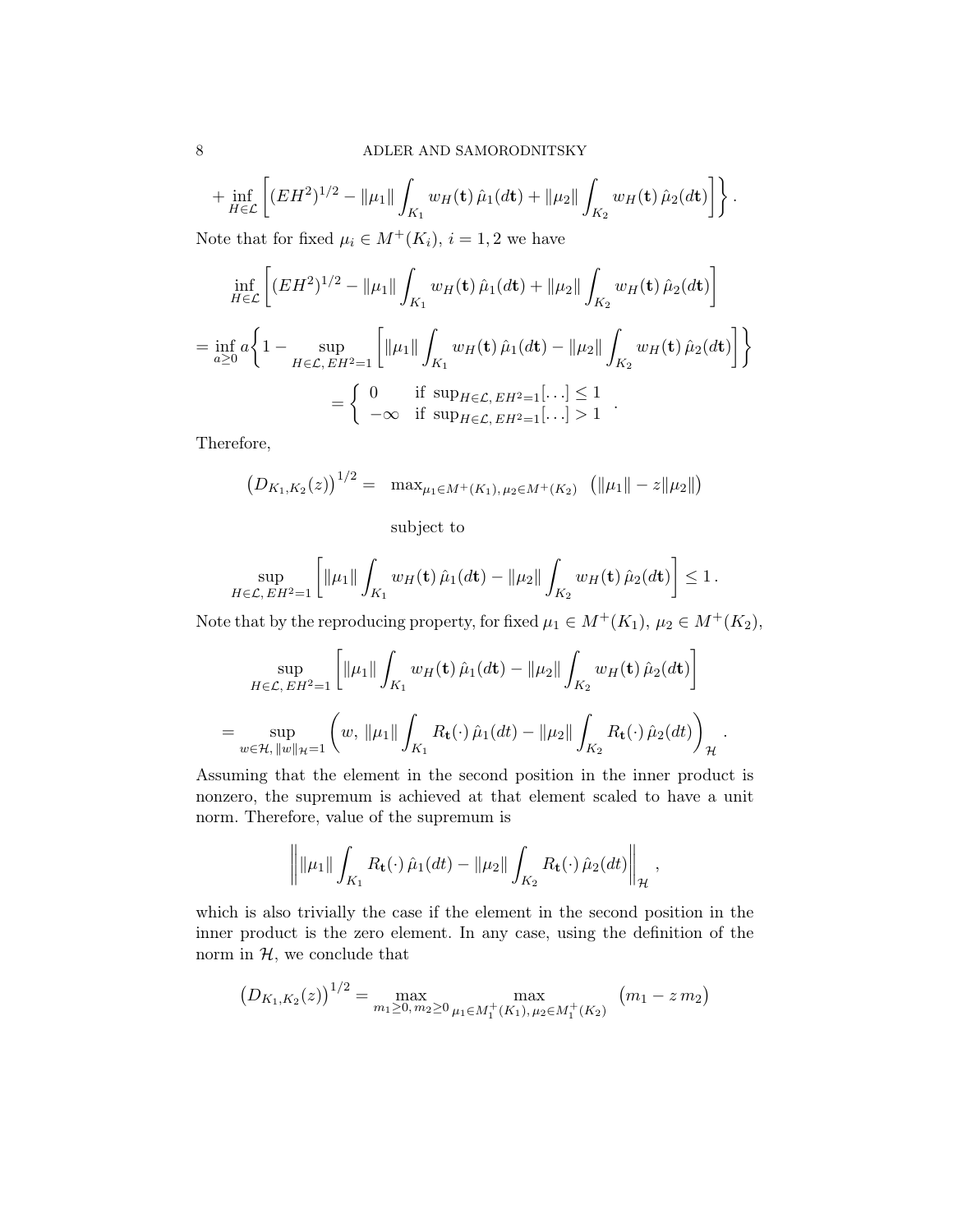$$+ \inf_{H\in\mathcal{L}} \left[ (EH^2)^{1/2} - \|\mu_1\| \int_{K_1} w_H(\mathbf{t})\, \hat\mu_1(d\mathbf{t}) + \|\mu_2\| \int_{K_2} w_H(\mathbf{t})\, \hat\mu_2(d\mathbf{t}) \right] \Bigg\} .$$

Note that for fixed $\mu_i \in M^+(K_i)$, $i = 1, 2$ we have

$$\inf_{H\in\mathcal{L}} \left[ (EH^2)^{1/2} - \|\mu_1\| \int_{K_1} w_H(\mathbf{t})\, \hat\mu_1(d\mathbf{t}) + \|\mu_2\| \int_{K_2} w_H(\mathbf{t})\, \hat\mu_2(d\mathbf{t}) \right]$$

$$= \inf_{a\geq 0} a \left\{ 1 - \sup_{H\in\mathcal{L},\, EH^2=1} \left[ \|\mu_1\| \int_{K_1} w_H(\mathbf{t})\, \hat\mu_1(d\mathbf{t}) - \|\mu_2\| \int_{K_2} w_H(\mathbf{t})\, \hat\mu_2(d\mathbf{t}) \right] \right\}$$

$$= \begin{cases} 0 & \text{if } \sup_{H\in\mathcal{L},\, EH^2=1}[\ldots] \leq 1 \\ -\infty & \text{if } \sup_{H\in\mathcal{L},\, EH^2=1}[\ldots] > 1 \end{cases} .$$

Therefore,

$$\left(D_{K_1,K_2}(z)\right)^{1/2} = \max_{\mu_1\in M^+(K_1),\, \mu_2\in M^+(K_2)} \left(\|\mu_1\| - z\|\mu_2\|\right)$$

subject to

$$\sup_{H\in\mathcal{L},\, EH^2=1} \left[ \|\mu_1\| \int_{K_1} w_H(\mathbf{t})\, \hat\mu_1(d\mathbf{t}) - \|\mu_2\| \int_{K_2} w_H(\mathbf{t})\, \hat\mu_2(d\mathbf{t}) \right] \leq 1 .$$

Note that by the reproducing property, for fixed $\mu_1 \in M^+(K_1)$, $\mu_2 \in M^+(K_2)$,

$$\sup_{H\in\mathcal{L},\, EH^2=1} \left[ \|\mu_1\| \int_{K_1} w_H(\mathbf{t})\, \hat\mu_1(d\mathbf{t}) - \|\mu_2\| \int_{K_2} w_H(\mathbf{t})\, \hat\mu_2(d\mathbf{t}) \right]$$

$$= \sup_{w\in\mathcal{H},\, \|w\|_{\mathcal{H}}=1} \left( w,\, \|\mu_1\| \int_{K_1} R_{\mathbf{t}}(\cdot)\, \hat\mu_1(dt) - \|\mu_2\| \int_{K_2} R_{\mathbf{t}}(\cdot)\, \hat\mu_2(dt) \right)_{\mathcal{H}} .$$

Assuming that the element in the second position in the inner product is nonzero, the supremum is achieved at that element scaled to have a unit norm. Therefore, value of the supremum is

$$\left\| \|\mu_1\| \int_{K_1} R_{\mathbf{t}}(\cdot)\, \hat\mu_1(dt) - \|\mu_2\| \int_{K_2} R_{\mathbf{t}}(\cdot)\, \hat\mu_2(dt) \right\|_{\mathcal{H}} ,$$

which is also trivially the case if the element in the second position in the inner product is the zero element. In any case, using the definition of the norm in $\mathcal{H}$, we conclude that

$$\left(D_{K_1,K_2}(z)\right)^{1/2} = \max_{m_1\geq 0,\, m_2\geq 0} \max_{\mu_1\in M_1^+(K_1),\, \mu_2\in M_1^+(K_2)} \left(m_1 - z\, m_2\right)$$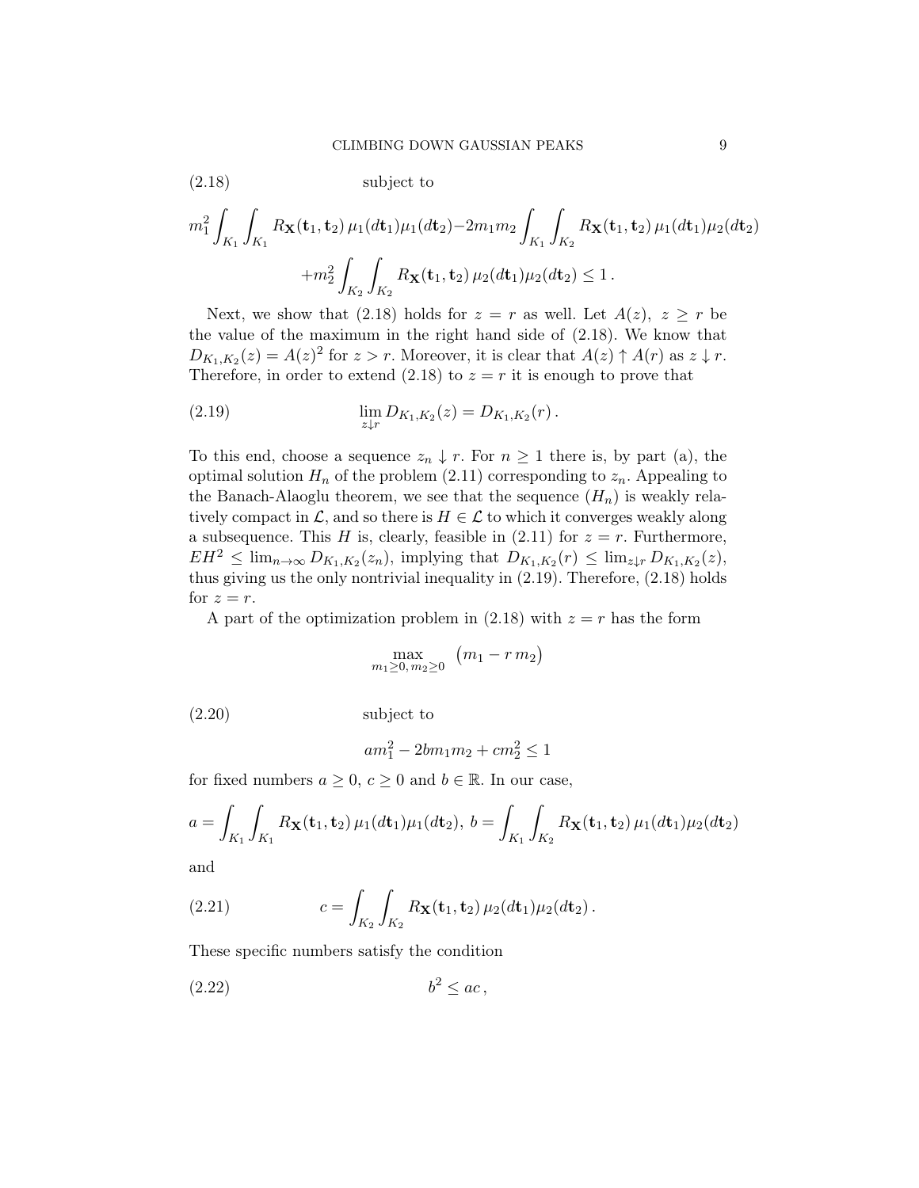$$
\text{subject to} \tag{2.18}
$$

$$
m_1^2 \int_{K_1}\int_{K_1} R_{\mathbf{X}}(\mathbf{t}_1,\mathbf{t}_2)\,\mu_1(d\mathbf{t}_1)\mu_1(d\mathbf{t}_2) - 2m_1m_2 \int_{K_1}\int_{K_2} R_{\mathbf{X}}(\mathbf{t}_1,\mathbf{t}_2)\,\mu_1(d\mathbf{t}_1)\mu_2(d\mathbf{t}_2)
$$

$$
+ m_2^2 \int_{K_2}\int_{K_2} R_{\mathbf{X}}(\mathbf{t}_1,\mathbf{t}_2)\,\mu_2(d\mathbf{t}_1)\mu_2(d\mathbf{t}_2) \le 1\,.
$$

Next, we show that (2.18) holds for $z = r$ as well. Let $A(z),\ z \ge r$ be the value of the maximum in the right hand side of (2.18). We know that $D_{K_1,K_2}(z) = A(z)^2$ for $z > r$. Moreover, it is clear that $A(z) \uparrow A(r)$ as $z \downarrow r$. Therefore, in order to extend (2.18) to $z = r$ it is enough to prove that

$$
\lim_{z \downarrow r} D_{K_1,K_2}(z) = D_{K_1,K_2}(r)\,. \tag{2.19}
$$

To this end, choose a sequence $z_n \downarrow r$. For $n \ge 1$ there is, by part (a), the optimal solution $H_n$ of the problem (2.11) corresponding to $z_n$. Appealing to the Banach-Alaoglu theorem, we see that the sequence $(H_n)$ is weakly relatively compact in $\mathcal{L}$, and so there is $H \in \mathcal{L}$ to which it converges weakly along a subsequence. This $H$ is, clearly, feasible in (2.11) for $z = r$. Furthermore, $EH^2 \le \lim_{n\to\infty} D_{K_1,K_2}(z_n)$, implying that $D_{K_1,K_2}(r) \le \lim_{z\downarrow r} D_{K_1,K_2}(z)$, thus giving us the only nontrivial inequality in (2.19). Therefore, (2.18) holds for $z = r$.

A part of the optimization problem in (2.18) with $z = r$ has the form

$$
\max_{m_1 \ge 0,\, m_2 \ge 0} \ \big(m_1 - r\, m_2\big)
$$

$$
\text{subject to} \tag{2.20}
$$

$$
am_1^2 - 2bm_1m_2 + cm_2^2 \le 1
$$

for fixed numbers $a \ge 0$, $c \ge 0$ and $b \in \mathbb{R}$. In our case,

$$
a = \int_{K_1}\int_{K_1} R_{\mathbf{X}}(\mathbf{t}_1,\mathbf{t}_2)\,\mu_1(d\mathbf{t}_1)\mu_1(d\mathbf{t}_2),\ b = \int_{K_1}\int_{K_2} R_{\mathbf{X}}(\mathbf{t}_1,\mathbf{t}_2)\,\mu_1(d\mathbf{t}_1)\mu_2(d\mathbf{t}_2)
$$

and

$$
c = \int_{K_2}\int_{K_2} R_{\mathbf{X}}(\mathbf{t}_1,\mathbf{t}_2)\,\mu_2(d\mathbf{t}_1)\mu_2(d\mathbf{t}_2)\,. \tag{2.21}
$$

These specific numbers satisfy the condition

$$
b^2 \le ac\,, \tag{2.22}
$$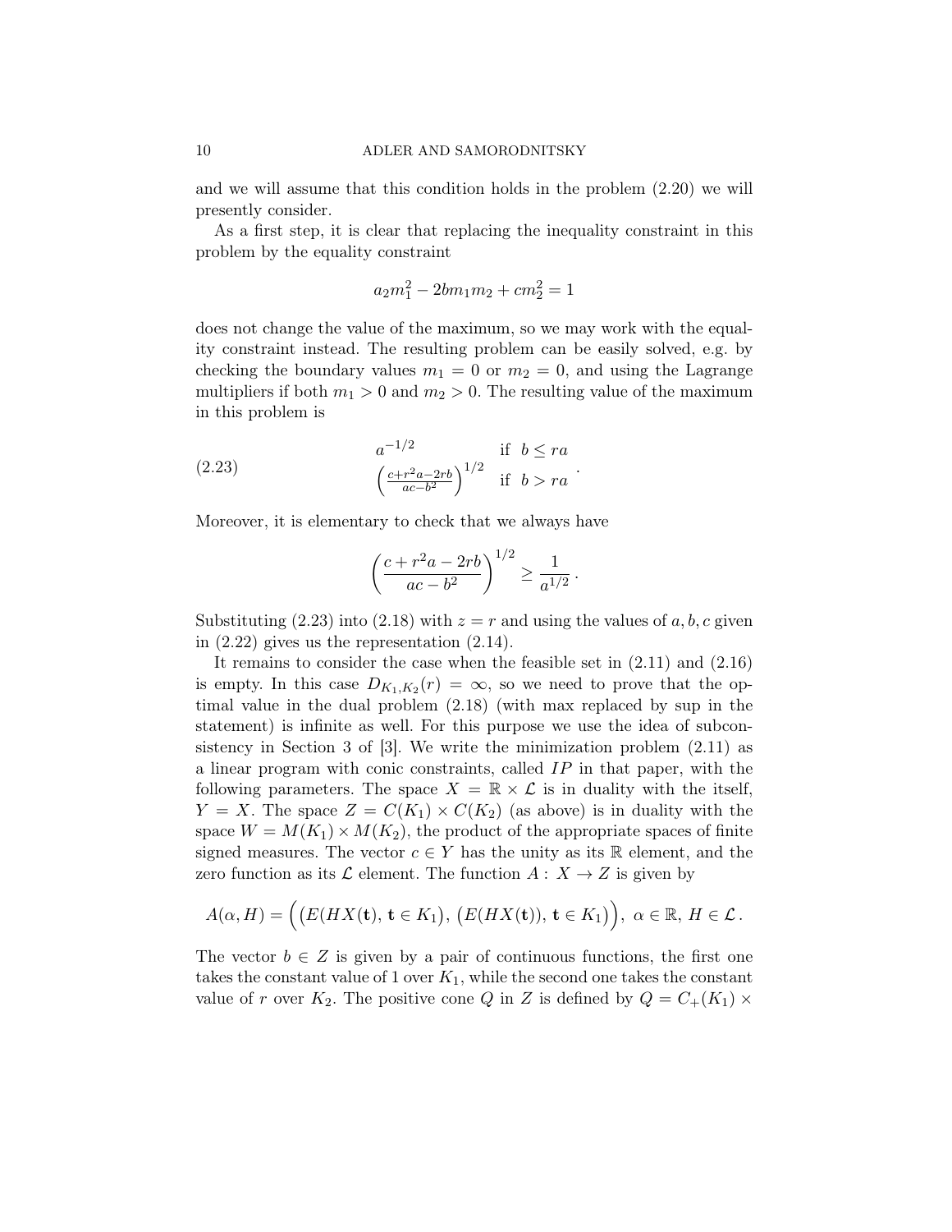and we will assume that this condition holds in the problem (2.20) we will presently consider.

As a first step, it is clear that replacing the inequality constraint in this problem by the equality constraint

$$a_2 m_1^2 - 2bm_1m_2 + cm_2^2 = 1$$

does not change the value of the maximum, so we may work with the equality constraint instead. The resulting problem can be easily solved, e.g. by checking the boundary values $m_1 = 0$ or $m_2 = 0$, and using the Lagrange multipliers if both $m_1 > 0$ and $m_2 > 0$. The resulting value of the maximum in this problem is

$$\begin{array}{ll} a^{-1/2} & \text{if } \ b \le ra \\ \left(\frac{c+r^2a-2rb}{ac-b^2}\right)^{1/2} & \text{if } \ b > ra \end{array} . \tag{2.23}$$

Moreover, it is elementary to check that we always have

$$\left(\frac{c+r^2a-2rb}{ac-b^2}\right)^{1/2} \ge \frac{1}{a^{1/2}} .$$

Substituting (2.23) into (2.18) with $z = r$ and using the values of $a, b, c$ given in (2.22) gives us the representation (2.14).

It remains to consider the case when the feasible set in (2.11) and (2.16) is empty. In this case $D_{K_1,K_2}(r) = \infty$, so we need to prove that the optimal value in the dual problem (2.18) (with max replaced by sup in the statement) is infinite as well. For this purpose we use the idea of subconsistency in Section 3 of [3]. We write the minimization problem (2.11) as a linear program with conic constraints, called $IP$ in that paper, with the following parameters. The space $X = \mathbb{R} \times \mathcal{L}$ is in duality with the itself, $Y = X$. The space $Z = C(K_1) \times C(K_2)$ (as above) is in duality with the space $W = M(K_1) \times M(K_2)$, the product of the appropriate spaces of finite signed measures. The vector $c \in Y$ has the unity as its $\mathbb{R}$ element, and the zero function as its $\mathcal{L}$ element. The function $A : X \to Z$ is given by

$$A(\alpha, H) = \Big( \big(E(HX(\mathbf{t}), \mathbf{t} \in K_1\big), \big(E(HX(\mathbf{t})), \mathbf{t} \in K_1\big) \Big), \ \alpha \in \mathbb{R}, \, H \in \mathcal{L} .$$

The vector $b \in Z$ is given by a pair of continuous functions, the first one takes the constant value of 1 over $K_1$, while the second one takes the constant value of $r$ over $K_2$. The positive cone $Q$ in $Z$ is defined by $Q = C_+(K_1) \times$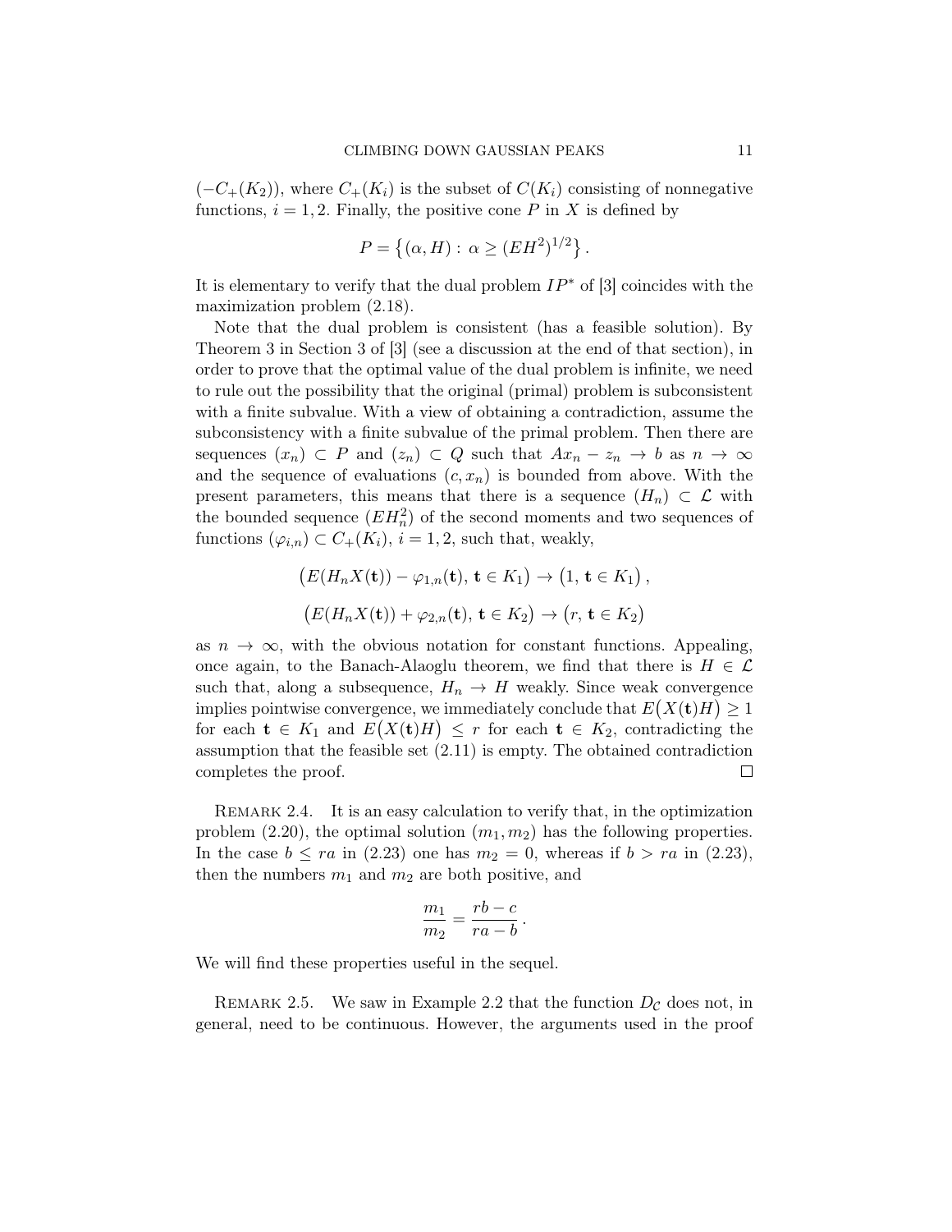$(-C_+(K_2))$, where $C_+(K_i)$ is the subset of $C(K_i)$ consisting of nonnegative functions, $i = 1, 2$. Finally, the positive cone $P$ in $X$ is defined by

$$P = \left\{(\alpha, H) : \alpha \geq (EH^2)^{1/2}\right\}.$$

It is elementary to verify that the dual problem $IP^*$ of [3] coincides with the maximization problem (2.18).

Note that the dual problem is consistent (has a feasible solution). By Theorem 3 in Section 3 of [3] (see a discussion at the end of that section), in order to prove that the optimal value of the dual problem is infinite, we need to rule out the possibility that the original (primal) problem is subconsistent with a finite subvalue. With a view of obtaining a contradiction, assume the subconsistency with a finite subvalue of the primal problem. Then there are sequences $(x_n) \subset P$ and $(z_n) \subset Q$ such that $Ax_n - z_n \to b$ as $n \to \infty$ and the sequence of evaluations $(c, x_n)$ is bounded from above. With the present parameters, this means that there is a sequence $(H_n) \subset \mathcal{L}$ with the bounded sequence $(EH_n^2)$ of the second moments and two sequences of functions $(\varphi_{i,n}) \subset C_+(K_i)$, $i = 1, 2$, such that, weakly,

$$\big(E(H_n X(\mathbf{t})) - \varphi_{1,n}(\mathbf{t}),\, \mathbf{t} \in K_1\big) \to \big(1,\, \mathbf{t} \in K_1\big),$$

$$\big(E(H_n X(\mathbf{t})) + \varphi_{2,n}(\mathbf{t}),\, \mathbf{t} \in K_2\big) \to \big(r,\, \mathbf{t} \in K_2\big)$$

as $n \to \infty$, with the obvious notation for constant functions. Appealing, once again, to the Banach-Alaoglu theorem, we find that there is $H \in \mathcal{L}$ such that, along a subsequence, $H_n \to H$ weakly. Since weak convergence implies pointwise convergence, we immediately conclude that $E\big(X(\mathbf{t})H\big) \geq 1$ for each $\mathbf{t} \in K_1$ and $E\big(X(\mathbf{t})H\big) \leq r$ for each $\mathbf{t} \in K_2$, contradicting the assumption that the feasible set (2.11) is empty. The obtained contradiction completes the proof. $\square$

Remark 2.4. It is an easy calculation to verify that, in the optimization problem (2.20), the optimal solution $(m_1, m_2)$ has the following properties. In the case $b \leq ra$ in (2.23) one has $m_2 = 0$, whereas if $b > ra$ in (2.23), then the numbers $m_1$ and $m_2$ are both positive, and

$$\frac{m_1}{m_2} = \frac{rb - c}{ra - b}.$$

We will find these properties useful in the sequel.

Remark 2.5. We saw in Example 2.2 that the function $D_{\mathcal{C}}$ does not, in general, need to be continuous. However, the arguments used in the proof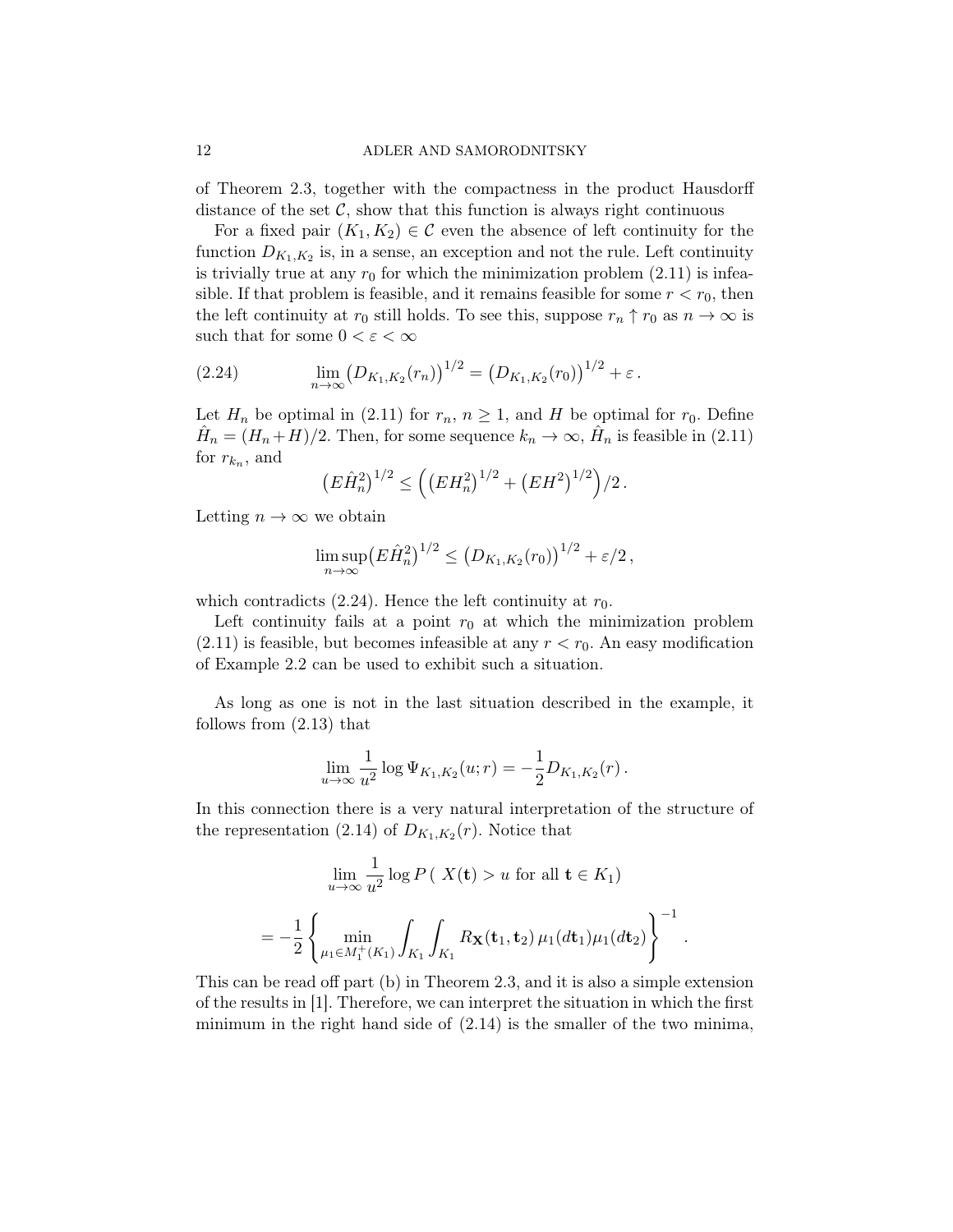of Theorem 2.3, together with the compactness in the product Hausdorff distance of the set $\mathcal{C}$, show that this function is always right continuous

For a fixed pair $(K_1, K_2) \in \mathcal{C}$ even the absence of left continuity for the function $D_{K_1,K_2}$ is, in a sense, an exception and not the rule. Left continuity is trivially true at any $r_0$ for which the minimization problem (2.11) is infeasible. If that problem is feasible, and it remains feasible for some $r < r_0$, then the left continuity at $r_0$ still holds. To see this, suppose $r_n \uparrow r_0$ as $n \to \infty$ is such that for some $0 < \varepsilon < \infty$

$$\lim_{n\to\infty} \bigl(D_{K_1,K_2}(r_n)\bigr)^{1/2} = \bigl(D_{K_1,K_2}(r_0)\bigr)^{1/2} + \varepsilon \,. \tag{2.24}$$

Let $H_n$ be optimal in (2.11) for $r_n$, $n \geq 1$, and $H$ be optimal for $r_0$. Define $\hat{H}_n = (H_n + H)/2$. Then, for some sequence $k_n \to \infty$, $\hat{H}_n$ is feasible in (2.11) for $r_{k_n}$, and

$$\bigl(E\hat{H}_n^2\bigr)^{1/2} \leq \Bigl(\bigl(EH_n^2\bigr)^{1/2} + \bigl(EH^2\bigr)^{1/2}\Bigr)/2 \,.$$

Letting $n \to \infty$ we obtain

$$\limsup_{n\to\infty} \bigl(E\hat{H}_n^2\bigr)^{1/2} \leq \bigl(D_{K_1,K_2}(r_0)\bigr)^{1/2} + \varepsilon/2 \,,$$

which contradicts (2.24). Hence the left continuity at $r_0$.

Left continuity fails at a point $r_0$ at which the minimization problem (2.11) is feasible, but becomes infeasible at any $r < r_0$. An easy modification of Example 2.2 can be used to exhibit such a situation.

As long as one is not in the last situation described in the example, it follows from (2.13) that

$$\lim_{u\to\infty} \frac{1}{u^2} \log \Psi_{K_1,K_2}(u; r) = -\frac{1}{2} D_{K_1,K_2}(r) \,.$$

In this connection there is a very natural interpretation of the structure of the representation (2.14) of $D_{K_1,K_2}(r)$. Notice that

$$\lim_{u\to\infty} \frac{1}{u^2} \log P\,(\; X(\mathbf{t}) > u \text{ for all } \mathbf{t} \in K_1)$$

$$= -\frac{1}{2} \left\{ \min_{\mu_1 \in M_1^+(K_1)} \int_{K_1} \int_{K_1} R_{\mathbf{X}}(\mathbf{t}_1, \mathbf{t}_2)\, \mu_1(d\mathbf{t}_1)\mu_1(d\mathbf{t}_2) \right\}^{-1} .$$

This can be read off part (b) in Theorem 2.3, and it is also a simple extension of the results in [1]. Therefore, we can interpret the situation in which the first minimum in the right hand side of (2.14) is the smaller of the two minima,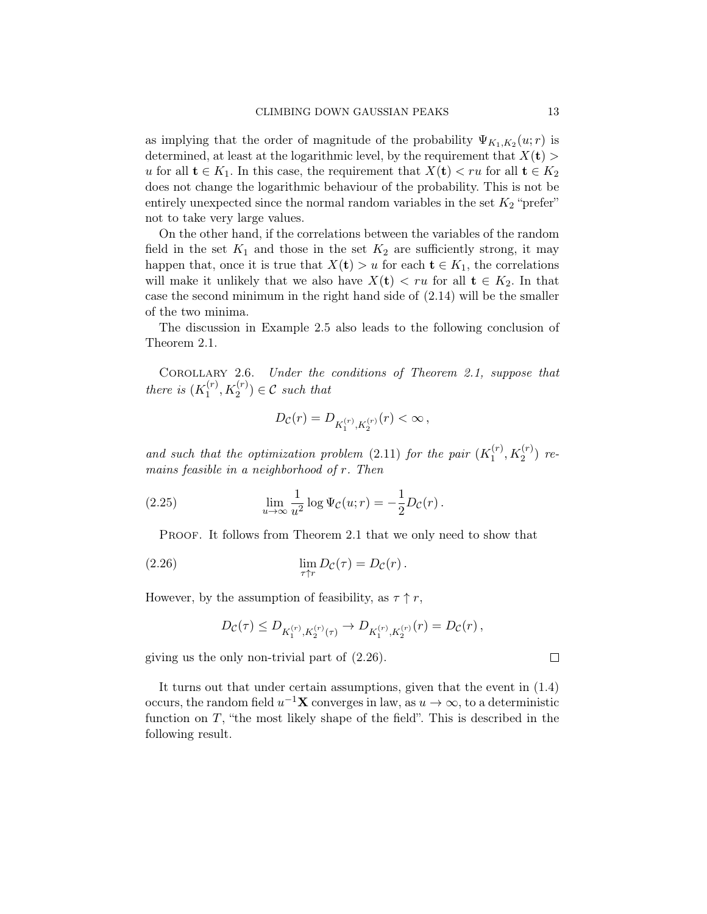as implying that the order of magnitude of the probability $\Psi_{K_1,K_2}(u;r)$ is determined, at least at the logarithmic level, by the requirement that $X(\mathbf{t}) > u$ for all $\mathbf{t} \in K_1$. In this case, the requirement that $X(\mathbf{t}) < ru$ for all $\mathbf{t} \in K_2$ does not change the logarithmic behaviour of the probability. This is not be entirely unexpected since the normal random variables in the set $K_2$ "prefer" not to take very large values.

On the other hand, if the correlations between the variables of the random field in the set $K_1$ and those in the set $K_2$ are sufficiently strong, it may happen that, once it is true that $X(\mathbf{t}) > u$ for each $\mathbf{t} \in K_1$, the correlations will make it unlikely that we also have $X(\mathbf{t}) < ru$ for all $\mathbf{t} \in K_2$. In that case the second minimum in the right hand side of (2.14) will be the smaller of the two minima.

The discussion in Example 2.5 also leads to the following conclusion of Theorem 2.1.

Corollary 2.6. *Under the conditions of Theorem 2.1, suppose that there is $(K_1^{(r)}, K_2^{(r)}) \in \mathcal{C}$ such that*

$$D_{\mathcal{C}}(r) = D_{K_1^{(r)},K_2^{(r)}}(r) < \infty\,,$$

*and such that the optimization problem (2.11) for the pair $(K_1^{(r)}, K_2^{(r)})$ remains feasible in a neighborhood of $r$. Then*

$$\lim_{u\to\infty} \frac{1}{u^2} \log \Psi_{\mathcal{C}}(u;r) = -\frac{1}{2} D_{\mathcal{C}}(r)\,. \tag{2.25}$$

Proof. It follows from Theorem 2.1 that we only need to show that

$$\lim_{\tau\uparrow r} D_{\mathcal{C}}(\tau) = D_{\mathcal{C}}(r)\,. \tag{2.26}$$

However, by the assumption of feasibility, as $\tau \uparrow r$,

$$D_{\mathcal{C}}(\tau) \le D_{K_1^{(r)},K_2^{(r)}(\tau)} \to D_{K_1^{(r)},K_2^{(r)}}(r) = D_{\mathcal{C}}(r)\,,$$

giving us the only non-trivial part of (2.26). $\square$

It turns out that under certain assumptions, given that the event in (1.4) occurs, the random field $u^{-1}\mathbf{X}$ converges in law, as $u \to \infty$, to a deterministic function on $T$, "the most likely shape of the field". This is described in the following result.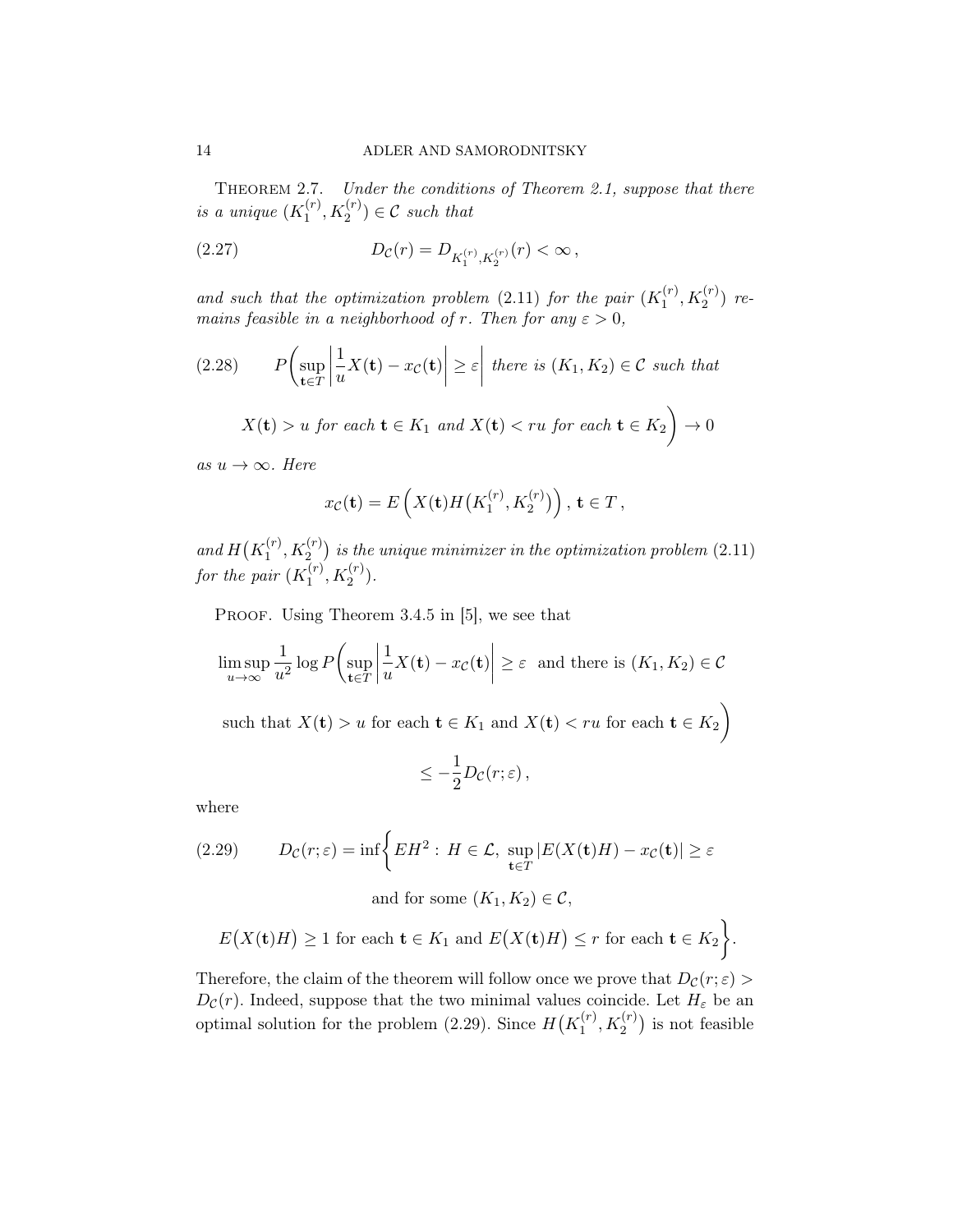THEOREM 2.7. *Under the conditions of Theorem 2.1, suppose that there is a unique $(K_1^{(r)}, K_2^{(r)}) \in \mathcal{C}$ such that*

$$D_{\mathcal{C}}(r) = D_{K_1^{(r)}, K_2^{(r)}}(r) < \infty \,, \tag{2.27}$$

*and such that the optimization problem (2.11) for the pair $(K_1^{(r)}, K_2^{(r)})$ remains feasible in a neighborhood of $r$. Then for any $\varepsilon > 0$,*

$$P\biggl(\sup_{\mathbf{t} \in T} \left| \frac{1}{u} X(\mathbf{t}) - x_{\mathcal{C}}(\mathbf{t}) \right| \geq \varepsilon \,\bigg|\, \text{there is } (K_1, K_2) \in \mathcal{C} \text{ such that} \tag{2.28}$$

$$X(\mathbf{t}) > u \text{ for each } \mathbf{t} \in K_1 \text{ and } X(\mathbf{t}) < ru \text{ for each } \mathbf{t} \in K_2 \biggr) \to 0$$

*as $u \to \infty$. Here*

$$x_{\mathcal{C}}(\mathbf{t}) = E\left( X(\mathbf{t}) H\bigl(K_1^{(r)}, K_2^{(r)}\bigr) \right), \, \mathbf{t} \in T \,,$$

*and $H\bigl(K_1^{(r)}, K_2^{(r)}\bigr)$ is the unique minimizer in the optimization problem (2.11) for the pair $(K_1^{(r)}, K_2^{(r)})$.*

PROOF. Using Theorem 3.4.5 in [5], we see that

$$\limsup_{u \to \infty} \frac{1}{u^2} \log P\biggl(\sup_{\mathbf{t} \in T} \left| \frac{1}{u} X(\mathbf{t}) - x_{\mathcal{C}}(\mathbf{t}) \right| \geq \varepsilon \text{ and there is } (K_1, K_2) \in \mathcal{C}$$

$$\text{such that } X(\mathbf{t}) > u \text{ for each } \mathbf{t} \in K_1 \text{ and } X(\mathbf{t}) < ru \text{ for each } \mathbf{t} \in K_2 \biggr)$$

$$\leq -\frac{1}{2} D_{\mathcal{C}}(r; \varepsilon) \,,$$

where

$$D_{\mathcal{C}}(r; \varepsilon) = \inf \biggl\{ EH^2 : \, H \in \mathcal{L}, \, \sup_{\mathbf{t} \in T} |E(X(\mathbf{t})H) - x_{\mathcal{C}}(\mathbf{t})| \geq \varepsilon \tag{2.29}$$

$$\text{and for some } (K_1, K_2) \in \mathcal{C},$$

$$E\bigl(X(\mathbf{t})H\bigr) \geq 1 \text{ for each } \mathbf{t} \in K_1 \text{ and } E\bigl(X(\mathbf{t})H\bigr) \leq r \text{ for each } \mathbf{t} \in K_2 \biggr\}.$$

Therefore, the claim of the theorem will follow once we prove that $D_{\mathcal{C}}(r; \varepsilon) > D_{\mathcal{C}}(r)$. Indeed, suppose that the two minimal values coincide. Let $H_\varepsilon$ be an optimal solution for the problem (2.29). Since $H\bigl(K_1^{(r)}, K_2^{(r)}\bigr)$ is not feasible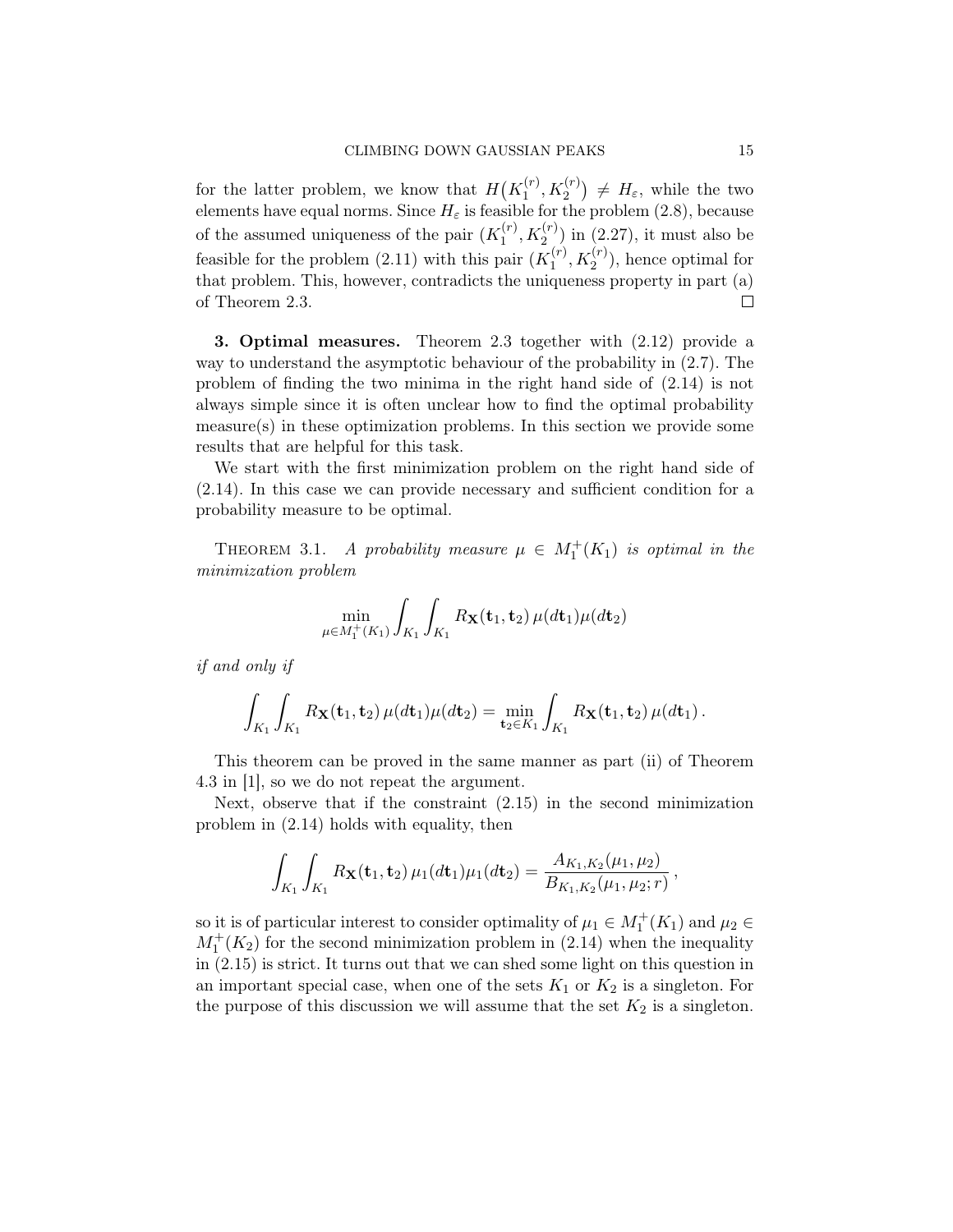for the latter problem, we know that $H\big(K_1^{(r)}, K_2^{(r)}\big) \neq H_\varepsilon$, while the two elements have equal norms. Since $H_\varepsilon$ is feasible for the problem (2.8), because of the assumed uniqueness of the pair $(K_1^{(r)}, K_2^{(r)})$ in (2.27), it must also be feasible for the problem (2.11) with this pair $(K_1^{(r)}, K_2^{(r)})$, hence optimal for that problem. This, however, contradicts the uniqueness property in part (a) of Theorem 2.3. $\square$

## 3. Optimal measures.

Theorem 2.3 together with (2.12) provide a way to understand the asymptotic behaviour of the probability in (2.7). The problem of finding the two minima in the right hand side of (2.14) is not always simple since it is often unclear how to find the optimal probability measure(s) in these optimization problems. In this section we provide some results that are helpful for this task.

We start with the first minimization problem on the right hand side of (2.14). In this case we can provide necessary and sufficient condition for a probability measure to be optimal.

THEOREM 3.1. *A probability measure $\mu \in M_1^+(K_1)$ is optimal in the minimization problem*

$$\min_{\mu \in M_1^+(K_1)} \int_{K_1} \int_{K_1} R_{\mathbf{X}}(\mathbf{t}_1, \mathbf{t}_2)\, \mu(d\mathbf{t}_1)\mu(d\mathbf{t}_2)$$

*if and only if*

$$\int_{K_1} \int_{K_1} R_{\mathbf{X}}(\mathbf{t}_1, \mathbf{t}_2)\, \mu(d\mathbf{t}_1)\mu(d\mathbf{t}_2) = \min_{\mathbf{t}_2 \in K_1} \int_{K_1} R_{\mathbf{X}}(\mathbf{t}_1, \mathbf{t}_2)\, \mu(d\mathbf{t}_1)\,.$$

This theorem can be proved in the same manner as part (ii) of Theorem 4.3 in [1], so we do not repeat the argument.

Next, observe that if the constraint (2.15) in the second minimization problem in (2.14) holds with equality, then

$$\int_{K_1} \int_{K_1} R_{\mathbf{X}}(\mathbf{t}_1, \mathbf{t}_2)\, \mu_1(d\mathbf{t}_1)\mu_1(d\mathbf{t}_2) = \frac{A_{K_1,K_2}(\mu_1, \mu_2)}{B_{K_1,K_2}(\mu_1, \mu_2; r)}\,,$$

so it is of particular interest to consider optimality of $\mu_1 \in M_1^+(K_1)$ and $\mu_2 \in M_1^+(K_2)$ for the second minimization problem in (2.14) when the inequality in (2.15) is strict. It turns out that we can shed some light on this question in an important special case, when one of the sets $K_1$ or $K_2$ is a singleton. For the purpose of this discussion we will assume that the set $K_2$ is a singleton.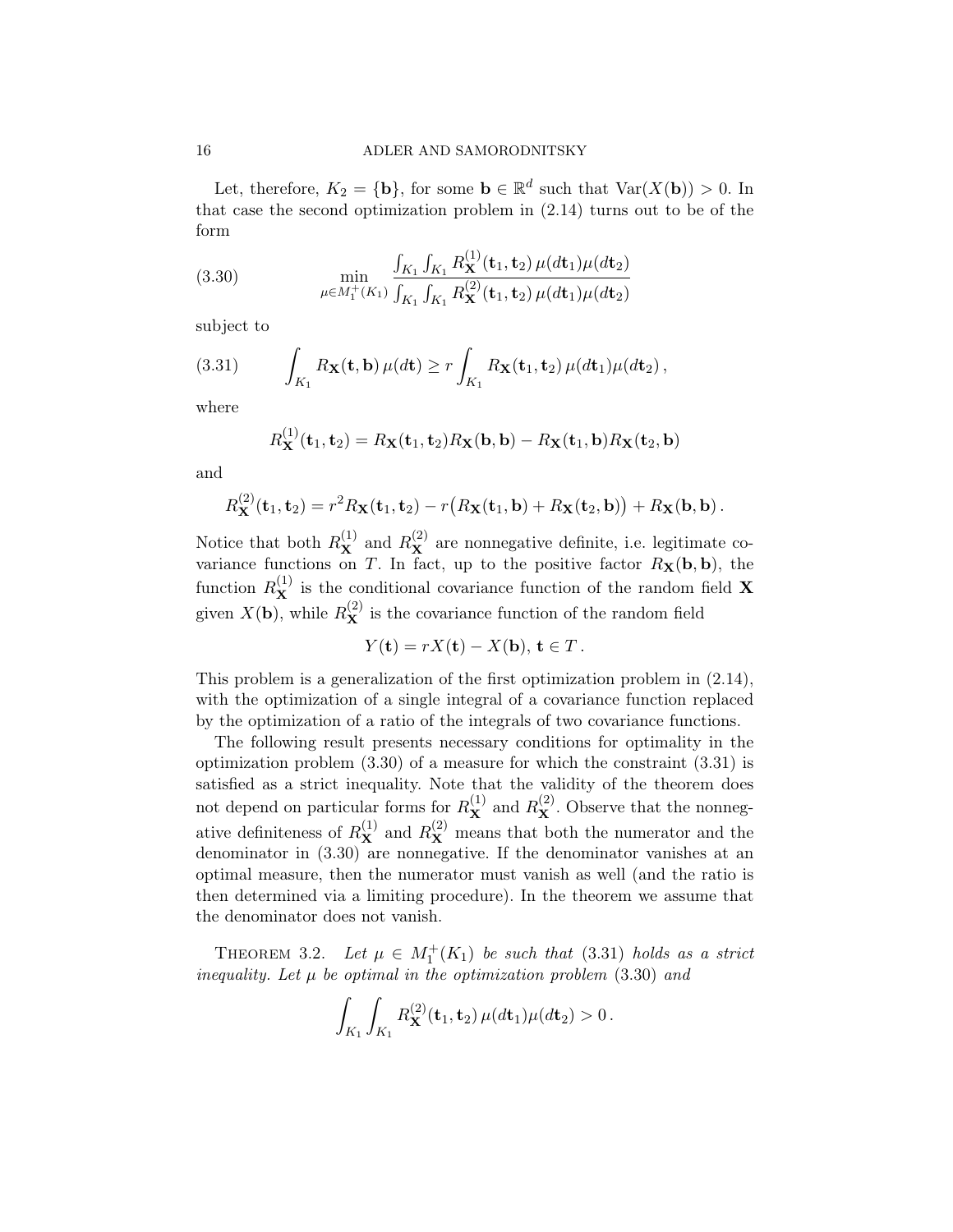Let, therefore, $K_2 = \{\mathbf{b}\}$, for some $\mathbf{b} \in \mathbb{R}^d$ such that $\mathrm{Var}(X(\mathbf{b})) > 0$. In that case the second optimization problem in (2.14) turns out to be of the form

$$\min_{\mu \in M_1^+(K_1)} \frac{\int_{K_1} \int_{K_1} R_{\mathbf{X}}^{(1)}(\mathbf{t}_1, \mathbf{t}_2)\, \mu(d\mathbf{t}_1)\mu(d\mathbf{t}_2)}{\int_{K_1} \int_{K_1} R_{\mathbf{X}}^{(2)}(\mathbf{t}_1, \mathbf{t}_2)\, \mu(d\mathbf{t}_1)\mu(d\mathbf{t}_2)} \tag{3.30}$$

subject to

$$\int_{K_1} R_{\mathbf{X}}(\mathbf{t}, \mathbf{b})\, \mu(d\mathbf{t}) \geq r \int_{K_1} R_{\mathbf{X}}(\mathbf{t}_1, \mathbf{t}_2)\, \mu(d\mathbf{t}_1)\mu(d\mathbf{t}_2)\,, \tag{3.31}$$

where

$$R_{\mathbf{X}}^{(1)}(\mathbf{t}_1, \mathbf{t}_2) = R_{\mathbf{X}}(\mathbf{t}_1, \mathbf{t}_2) R_{\mathbf{X}}(\mathbf{b}, \mathbf{b}) - R_{\mathbf{X}}(\mathbf{t}_1, \mathbf{b}) R_{\mathbf{X}}(\mathbf{t}_2, \mathbf{b})$$

and

$$R_{\mathbf{X}}^{(2)}(\mathbf{t}_1, \mathbf{t}_2) = r^2 R_{\mathbf{X}}(\mathbf{t}_1, \mathbf{t}_2) - r\big(R_{\mathbf{X}}(\mathbf{t}_1, \mathbf{b}) + R_{\mathbf{X}}(\mathbf{t}_2, \mathbf{b})\big) + R_{\mathbf{X}}(\mathbf{b}, \mathbf{b})\,.$$

Notice that both $R_{\mathbf{X}}^{(1)}$ and $R_{\mathbf{X}}^{(2)}$ are nonnegative definite, i.e. legitimate covariance functions on $T$. In fact, up to the positive factor $R_{\mathbf{X}}(\mathbf{b}, \mathbf{b})$, the function $R_{\mathbf{X}}^{(1)}$ is the conditional covariance function of the random field $\mathbf{X}$ given $X(\mathbf{b})$, while $R_{\mathbf{X}}^{(2)}$ is the covariance function of the random field

$$Y(\mathbf{t}) = rX(\mathbf{t}) - X(\mathbf{b}),\ \mathbf{t} \in T\,.$$

This problem is a generalization of the first optimization problem in (2.14), with the optimization of a single integral of a covariance function replaced by the optimization of a ratio of the integrals of two covariance functions.

The following result presents necessary conditions for optimality in the optimization problem (3.30) of a measure for which the constraint (3.31) is satisfied as a strict inequality. Note that the validity of the theorem does not depend on particular forms for $R_{\mathbf{X}}^{(1)}$ and $R_{\mathbf{X}}^{(2)}$. Observe that the nonnegative definiteness of $R_{\mathbf{X}}^{(1)}$ and $R_{\mathbf{X}}^{(2)}$ means that both the numerator and the denominator in (3.30) are nonnegative. If the denominator vanishes at an optimal measure, then the numerator must vanish as well (and the ratio is then determined via a limiting procedure). In the theorem we assume that the denominator does not vanish.

THEOREM 3.2. *Let $\mu \in M_1^+(K_1)$ be such that (3.31) holds as a strict inequality. Let $\mu$ be optimal in the optimization problem (3.30) and*

$$\int_{K_1} \int_{K_1} R_{\mathbf{X}}^{(2)}(\mathbf{t}_1, \mathbf{t}_2)\, \mu(d\mathbf{t}_1)\mu(d\mathbf{t}_2) > 0\,.$$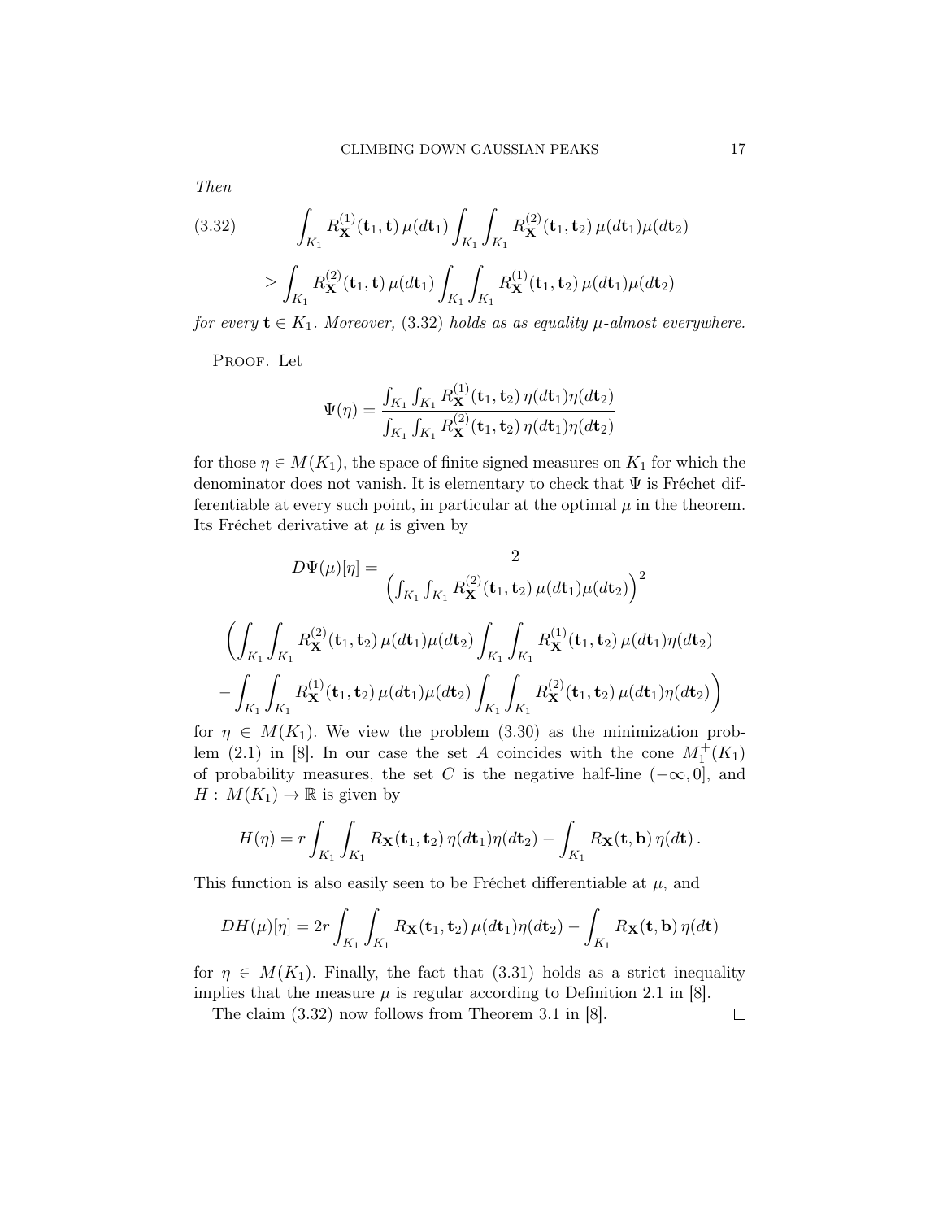*Then*

$$
\int_{K_1} R_{\mathbf{X}}^{(1)}(\mathbf{t}_1, \mathbf{t})\, \mu(d\mathbf{t}_1) \int_{K_1}\int_{K_1} R_{\mathbf{X}}^{(2)}(\mathbf{t}_1, \mathbf{t}_2)\, \mu(d\mathbf{t}_1)\mu(d\mathbf{t}_2)
$$

$$
\geq \int_{K_1} R_{\mathbf{X}}^{(2)}(\mathbf{t}_1, \mathbf{t})\, \mu(d\mathbf{t}_1) \int_{K_1}\int_{K_1} R_{\mathbf{X}}^{(1)}(\mathbf{t}_1, \mathbf{t}_2)\, \mu(d\mathbf{t}_1)\mu(d\mathbf{t}_2) \tag{3.32}
$$

*for every $\mathbf{t} \in K_1$. Moreover,* (3.32) *holds as as equality $\mu$-almost everywhere.*

Proof. Let

$$
\Psi(\eta) = \frac{\int_{K_1}\int_{K_1} R_{\mathbf{X}}^{(1)}(\mathbf{t}_1, \mathbf{t}_2)\, \eta(d\mathbf{t}_1)\eta(d\mathbf{t}_2)}{\int_{K_1}\int_{K_1} R_{\mathbf{X}}^{(2)}(\mathbf{t}_1, \mathbf{t}_2)\, \eta(d\mathbf{t}_1)\eta(d\mathbf{t}_2)}
$$

for those $\eta \in M(K_1)$, the space of finite signed measures on $K_1$ for which the denominator does not vanish. It is elementary to check that $\Psi$ is Fréchet differentiable at every such point, in particular at the optimal $\mu$ in the theorem. Its Fréchet derivative at $\mu$ is given by

$$
D\Psi(\mu)[\eta] = \frac{2}{\left(\int_{K_1}\int_{K_1} R_{\mathbf{X}}^{(2)}(\mathbf{t}_1, \mathbf{t}_2)\, \mu(d\mathbf{t}_1)\mu(d\mathbf{t}_2)\right)^2}
$$

$$
\Bigg(\int_{K_1}\int_{K_1} R_{\mathbf{X}}^{(2)}(\mathbf{t}_1, \mathbf{t}_2)\, \mu(d\mathbf{t}_1)\mu(d\mathbf{t}_2) \int_{K_1}\int_{K_1} R_{\mathbf{X}}^{(1)}(\mathbf{t}_1, \mathbf{t}_2)\, \mu(d\mathbf{t}_1)\eta(d\mathbf{t}_2)
$$

$$
- \int_{K_1}\int_{K_1} R_{\mathbf{X}}^{(1)}(\mathbf{t}_1, \mathbf{t}_2)\, \mu(d\mathbf{t}_1)\mu(d\mathbf{t}_2) \int_{K_1}\int_{K_1} R_{\mathbf{X}}^{(2)}(\mathbf{t}_1, \mathbf{t}_2)\, \mu(d\mathbf{t}_1)\eta(d\mathbf{t}_2)\Bigg)
$$

for $\eta \in M(K_1)$. We view the problem (3.30) as the minimization problem (2.1) in [8]. In our case the set $A$ coincides with the cone $M_1^+(K_1)$ of probability measures, the set $C$ is the negative half-line $(-\infty, 0]$, and $H : M(K_1) \to \mathbb{R}$ is given by

$$
H(\eta) = r \int_{K_1}\int_{K_1} R_{\mathbf{X}}(\mathbf{t}_1, \mathbf{t}_2)\, \eta(d\mathbf{t}_1)\eta(d\mathbf{t}_2) - \int_{K_1} R_{\mathbf{X}}(\mathbf{t}, \mathbf{b})\, \eta(d\mathbf{t})\,.
$$

This function is also easily seen to be Fréchet differentiable at $\mu$, and

$$
DH(\mu)[\eta] = 2r \int_{K_1}\int_{K_1} R_{\mathbf{X}}(\mathbf{t}_1, \mathbf{t}_2)\, \mu(d\mathbf{t}_1)\eta(d\mathbf{t}_2) - \int_{K_1} R_{\mathbf{X}}(\mathbf{t}, \mathbf{b})\, \eta(d\mathbf{t})
$$

for $\eta \in M(K_1)$. Finally, the fact that (3.31) holds as a strict inequality implies that the measure $\mu$ is regular according to Definition 2.1 in [8].

The claim (3.32) now follows from Theorem 3.1 in [8]. □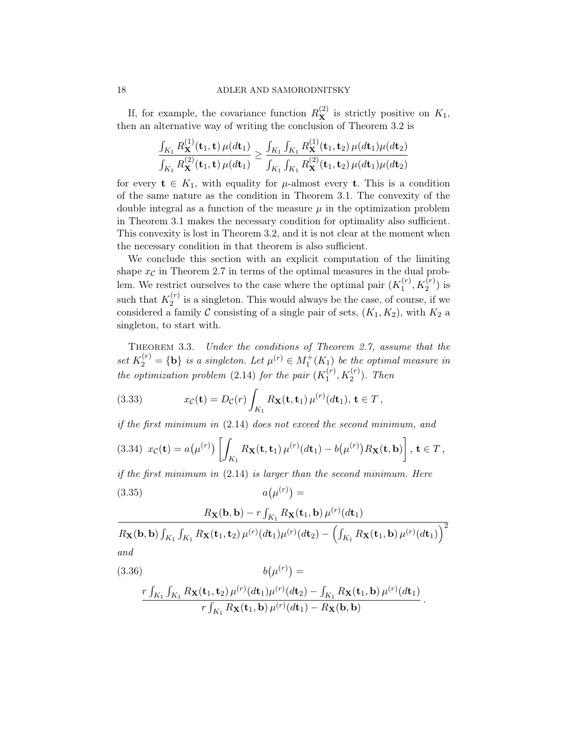If, for example, the covariance function $R^{(2)}_{\mathbf{X}}$ is strictly positive on $K_1$, then an alternative way of writing the conclusion of Theorem 3.2 is

$$\frac{\int_{K_1} R^{(1)}_{\mathbf{X}}(\mathbf{t}_1,\mathbf{t})\,\mu(d\mathbf{t}_1)}{\int_{K_1} R^{(2)}_{\mathbf{X}}(\mathbf{t}_1,\mathbf{t})\,\mu(d\mathbf{t}_1)} \geq \frac{\int_{K_1}\int_{K_1} R^{(1)}_{\mathbf{X}}(\mathbf{t}_1,\mathbf{t}_2)\,\mu(d\mathbf{t}_1)\mu(d\mathbf{t}_2)}{\int_{K_1}\int_{K_1} R^{(2)}_{\mathbf{X}}(\mathbf{t}_1,\mathbf{t}_2)\,\mu(d\mathbf{t}_1)\mu(d\mathbf{t}_2)}$$

for every $\mathbf{t} \in K_1$, with equality for $\mu$-almost every $\mathbf{t}$. This is a condition of the same nature as the condition in Theorem 3.1. The convexity of the double integral as a function of the measure $\mu$ in the optimization problem in Theorem 3.1 makes the necessary condition for optimality also sufficient. This convexity is lost in Theorem 3.2, and it is not clear at the moment when the necessary condition in that theorem is also sufficient.

We conclude this section with an explicit computation of the limiting shape $x_{\mathcal{C}}$ in Theorem 2.7 in terms of the optimal measures in the dual problem. We restrict ourselves to the case where the optimal pair $(K_1^{(r)}, K_2^{(r)})$ is such that $K_2^{(r)}$ is a singleton. This would always be the case, of course, if we considered a family $\mathcal{C}$ consisting of a single pair of sets, $(K_1, K_2)$, with $K_2$ a singleton, to start with.

THEOREM 3.3. *Under the conditions of Theorem 2.7, assume that the set $K_2^{(r)} = \{\mathbf{b}\}$ is a singleton. Let $\mu^{(r)} \in M_1^+(K_1)$ be the optimal measure in the optimization problem (2.14) for the pair $(K_1^{(r)}, K_2^{(r)})$. Then*

$$x_{\mathcal{C}}(\mathbf{t}) = D_{\mathcal{C}}(r)\int_{K_1} R_{\mathbf{X}}(\mathbf{t},\mathbf{t}_1)\,\mu^{(r)}(d\mathbf{t}_1),\ \mathbf{t}\in T\,, \tag{3.33}$$

*if the first minimum in (2.14) does not exceed the second minimum, and*

$$x_{\mathcal{C}}(\mathbf{t}) = a\big(\mu^{(r)}\big)\left[\int_{K_1} R_{\mathbf{X}}(\mathbf{t},\mathbf{t}_1)\,\mu^{(r)}(d\mathbf{t}_1) - b\big(\mu^{(r)}\big)R_{\mathbf{X}}(\mathbf{t},\mathbf{b})\right],\ \mathbf{t}\in T\,, \tag{3.34}$$

*if the first minimum in (2.14) is larger than the second minimum. Here*

$$a\big(\mu^{(r)}\big) = \frac{R_{\mathbf{X}}(\mathbf{b},\mathbf{b}) - r\int_{K_1} R_{\mathbf{X}}(\mathbf{t}_1,\mathbf{b})\,\mu^{(r)}(d\mathbf{t}_1)}{R_{\mathbf{X}}(\mathbf{b},\mathbf{b})\int_{K_1}\int_{K_1} R_{\mathbf{X}}(\mathbf{t}_1,\mathbf{t}_2)\,\mu^{(r)}(d\mathbf{t}_1)\mu^{(r)}(d\mathbf{t}_2) - \Big(\int_{K_1} R_{\mathbf{X}}(\mathbf{t}_1,\mathbf{b})\,\mu^{(r)}(d\mathbf{t}_1)\Big)^2} \tag{3.35}$$

*and*

$$b\big(\mu^{(r)}\big) = \frac{r\int_{K_1}\int_{K_1} R_{\mathbf{X}}(\mathbf{t}_1,\mathbf{t}_2)\,\mu^{(r)}(d\mathbf{t}_1)\mu^{(r)}(d\mathbf{t}_2) - \int_{K_1} R_{\mathbf{X}}(\mathbf{t}_1,\mathbf{b})\,\mu^{(r)}(d\mathbf{t}_1)}{r\int_{K_1} R_{\mathbf{X}}(\mathbf{t}_1,\mathbf{b})\,\mu^{(r)}(d\mathbf{t}_1) - R_{\mathbf{X}}(\mathbf{b},\mathbf{b})}\,. \tag{3.36}$$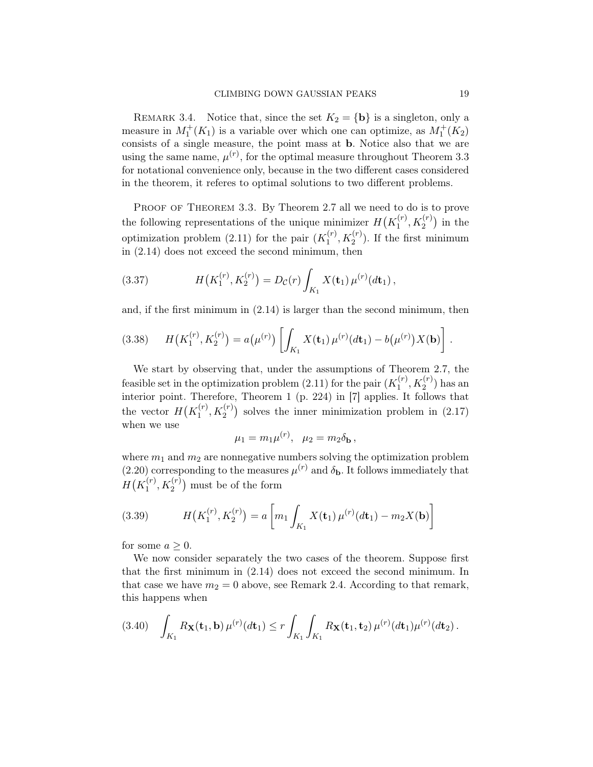REMARK 3.4. Notice that, since the set $K_2 = \{\mathbf{b}\}$ is a singleton, only a measure in $M_1^+(K_1)$ is a variable over which one can optimize, as $M_1^+(K_2)$ consists of a single measure, the point mass at $\mathbf{b}$. Notice also that we are using the same name, $\mu^{(r)}$, for the optimal measure throughout Theorem 3.3 for notational convenience only, because in the two different cases considered in the theorem, it referes to optimal solutions to two different problems.

PROOF OF THEOREM 3.3. By Theorem 2.7 all we need to do is to prove the following representations of the unique minimizer $H\big(K_1^{(r)}, K_2^{(r)}\big)$ in the optimization problem (2.11) for the pair $(K_1^{(r)}, K_2^{(r)})$. If the first minimum in (2.14) does not exceed the second minimum, then

$$H\big(K_1^{(r)}, K_2^{(r)}\big) = D_{\mathcal{C}}(r) \int_{K_1} X(\mathbf{t}_1)\, \mu^{(r)}(d\mathbf{t}_1)\,, \tag{3.37}$$

and, if the first minimum in (2.14) is larger than the second minimum, then

$$H\big(K_1^{(r)}, K_2^{(r)}\big) = a\big(\mu^{(r)}\big) \left[ \int_{K_1} X(\mathbf{t}_1)\, \mu^{(r)}(d\mathbf{t}_1) - b\big(\mu^{(r)}\big) X(\mathbf{b}) \right]. \tag{3.38}$$

We start by observing that, under the assumptions of Theorem 2.7, the feasible set in the optimization problem (2.11) for the pair $(K_1^{(r)}, K_2^{(r)})$ has an interior point. Therefore, Theorem 1 (p. 224) in [7] applies. It follows that the vector $H\big(K_1^{(r)}, K_2^{(r)}\big)$ solves the inner minimization problem in (2.17) when we use

$$\mu_1 = m_1 \mu^{(r)}, \quad \mu_2 = m_2 \delta_{\mathbf{b}}\,,$$

where $m_1$ and $m_2$ are nonnegative numbers solving the optimization problem (2.20) corresponding to the measures $\mu^{(r)}$ and $\delta_{\mathbf{b}}$. It follows immediately that $H\big(K_1^{(r)}, K_2^{(r)}\big)$ must be of the form

$$H\big(K_1^{(r)}, K_2^{(r)}\big) = a \left[ m_1 \int_{K_1} X(\mathbf{t}_1)\, \mu^{(r)}(d\mathbf{t}_1) - m_2 X(\mathbf{b}) \right] \tag{3.39}$$

for some $a \geq 0$.

We now consider separately the two cases of the theorem. Suppose first that the first minimum in (2.14) does not exceed the second minimum. In that case we have $m_2 = 0$ above, see Remark 2.4. According to that remark, this happens when

$$\int_{K_1} R_{\mathbf{X}}(\mathbf{t}_1, \mathbf{b})\, \mu^{(r)}(d\mathbf{t}_1) \leq r \int_{K_1} \int_{K_1} R_{\mathbf{X}}(\mathbf{t}_1, \mathbf{t}_2)\, \mu^{(r)}(d\mathbf{t}_1) \mu^{(r)}(d\mathbf{t}_2)\,. \tag{3.40}$$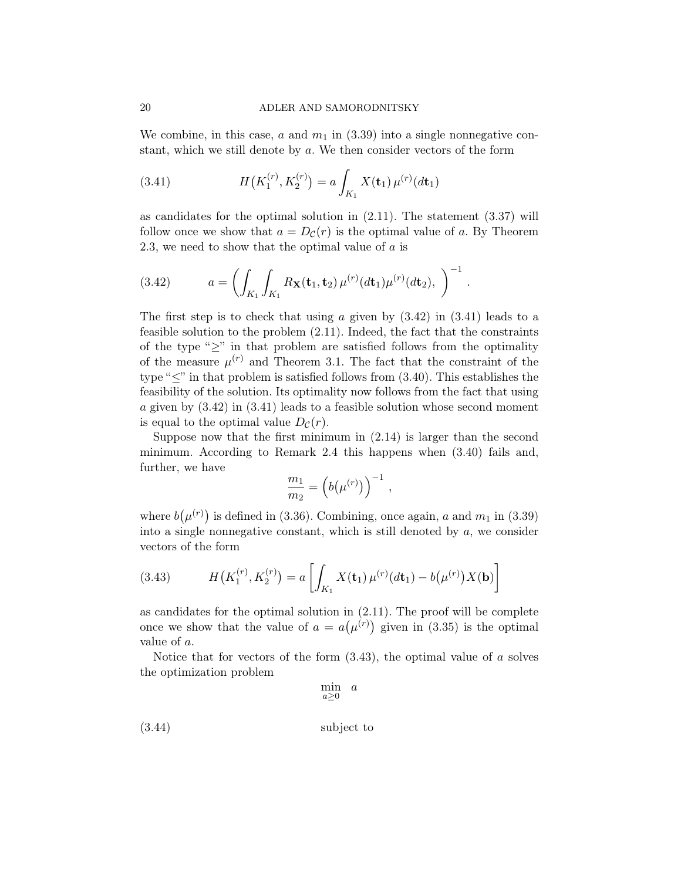We combine, in this case, $a$ and $m_1$ in (3.39) into a single nonnegative constant, which we still denote by $a$. We then consider vectors of the form

$$H\big(K_1^{(r)}, K_2^{(r)}\big) = a \int_{K_1} X(\mathbf{t}_1)\, \mu^{(r)}(d\mathbf{t}_1) \tag{3.41}$$

as candidates for the optimal solution in (2.11). The statement (3.37) will follow once we show that $a = D_{\mathcal{C}}(r)$ is the optimal value of $a$. By Theorem 2.3, we need to show that the optimal value of $a$ is

$$a = \left( \int_{K_1} \int_{K_1} R_{\mathbf{X}}(\mathbf{t}_1, \mathbf{t}_2)\, \mu^{(r)}(d\mathbf{t}_1) \mu^{(r)}(d\mathbf{t}_2), \right)^{-1} . \tag{3.42}$$

The first step is to check that using $a$ given by (3.42) in (3.41) leads to a feasible solution to the problem (2.11). Indeed, the fact that the constraints of the type "$\geq$" in that problem are satisfied follows from the optimality of the measure $\mu^{(r)}$ and Theorem 3.1. The fact that the constraint of the type "$\leq$" in that problem is satisfied follows from (3.40). This establishes the feasibility of the solution. Its optimality now follows from the fact that using $a$ given by (3.42) in (3.41) leads to a feasible solution whose second moment is equal to the optimal value $D_{\mathcal{C}}(r)$.

Suppose now that the first minimum in (2.14) is larger than the second minimum. According to Remark 2.4 this happens when (3.40) fails and, further, we have

$$\frac{m_1}{m_2} = \Big( b\big(\mu^{(r)}\big) \Big)^{-1} ,$$

where $b\big(\mu^{(r)}\big)$ is defined in (3.36). Combining, once again, $a$ and $m_1$ in (3.39) into a single nonnegative constant, which is still denoted by $a$, we consider vectors of the form

$$H\big(K_1^{(r)}, K_2^{(r)}\big) = a \left[ \int_{K_1} X(\mathbf{t}_1)\, \mu^{(r)}(d\mathbf{t}_1) - b\big(\mu^{(r)}\big) X(\mathbf{b}) \right] \tag{3.43}$$

as candidates for the optimal solution in (2.11). The proof will be complete once we show that the value of $a = a\big(\mu^{(r)}\big)$ given in (3.35) is the optimal value of $a$.

Notice that for vectors of the form (3.43), the optimal value of $a$ solves the optimization problem

$$\min_{a \geq 0} \quad a$$

$$\text{subject to} \tag{3.44}$$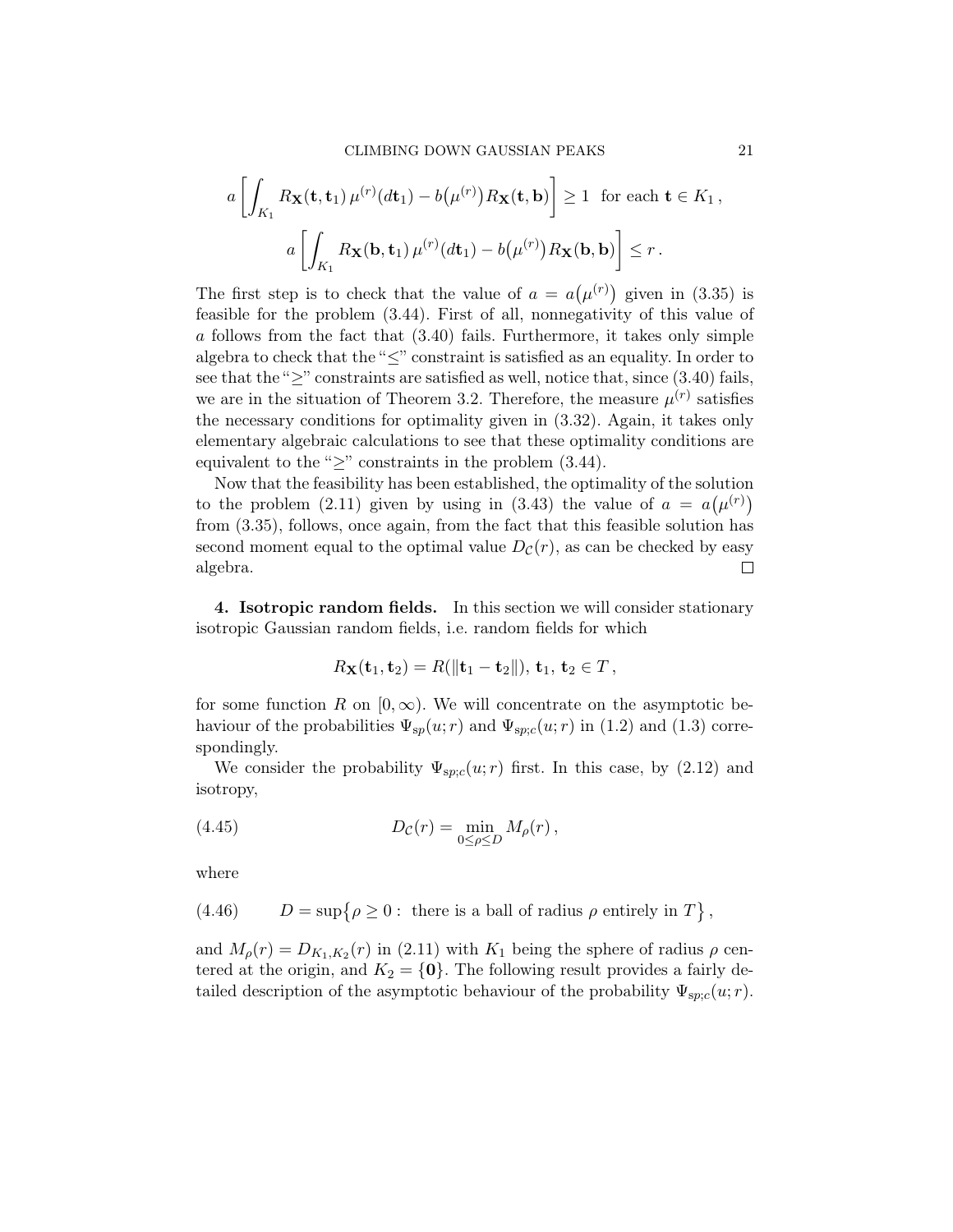$$a\left[\int_{K_1} R_{\mathbf{X}}(\mathbf{t},\mathbf{t}_1)\,\mu^{(r)}(d\mathbf{t}_1) - b\big(\mu^{(r)}\big)R_{\mathbf{X}}(\mathbf{t},\mathbf{b})\right] \geq 1 \ \text{ for each } \mathbf{t}\in K_1\,,$$

$$a\left[\int_{K_1} R_{\mathbf{X}}(\mathbf{b},\mathbf{t}_1)\,\mu^{(r)}(d\mathbf{t}_1) - b\big(\mu^{(r)}\big)R_{\mathbf{X}}(\mathbf{b},\mathbf{b})\right] \leq r\,.$$

The first step is to check that the value of $a = a\big(\mu^{(r)}\big)$ given in (3.35) is feasible for the problem (3.44). First of all, nonnegativity of this value of $a$ follows from the fact that (3.40) fails. Furthermore, it takes only simple algebra to check that the "$\leq$" constraint is satisfied as an equality. In order to see that the "$\geq$" constraints are satisfied as well, notice that, since (3.40) fails, we are in the situation of Theorem 3.2. Therefore, the measure $\mu^{(r)}$ satisfies the necessary conditions for optimality given in (3.32). Again, it takes only elementary algebraic calculations to see that these optimality conditions are equivalent to the "$\geq$" constraints in the problem (3.44).

Now that the feasibility has been established, the optimality of the solution to the problem (2.11) given by using in (3.43) the value of $a = a\big(\mu^{(r)}\big)$ from (3.35), follows, once again, from the fact that this feasible solution has second moment equal to the optimal value $D_{\mathcal{C}}(r)$, as can be checked by easy algebra. □

**4. Isotropic random fields.** In this section we will consider stationary isotropic Gaussian random fields, i.e. random fields for which

$$R_{\mathbf{X}}(\mathbf{t}_1,\mathbf{t}_2) = R(\|\mathbf{t}_1-\mathbf{t}_2\|),\ \mathbf{t}_1,\ \mathbf{t}_2\in T\,,$$

for some function $R$ on $[0,\infty)$. We will concentrate on the asymptotic behaviour of the probabilities $\Psi_{sp}(u;r)$ and $\Psi_{sp;c}(u;r)$ in (1.2) and (1.3) correspondingly.

We consider the probability $\Psi_{sp;c}(u;r)$ first. In this case, by (2.12) and isotropy,

$$D_{\mathcal{C}}(r) = \min_{0\leq\rho\leq D} M_\rho(r)\,, \tag{4.45}$$

where

$$D = \sup\big\{\rho\geq 0:\ \text{there is a ball of radius } \rho \text{ entirely in } T\big\}\,, \tag{4.46}$$

and $M_\rho(r) = D_{K_1,K_2}(r)$ in (2.11) with $K_1$ being the sphere of radius $\rho$ centered at the origin, and $K_2 = \{\mathbf{0}\}$. The following result provides a fairly detailed description of the asymptotic behaviour of the probability $\Psi_{sp;c}(u;r)$.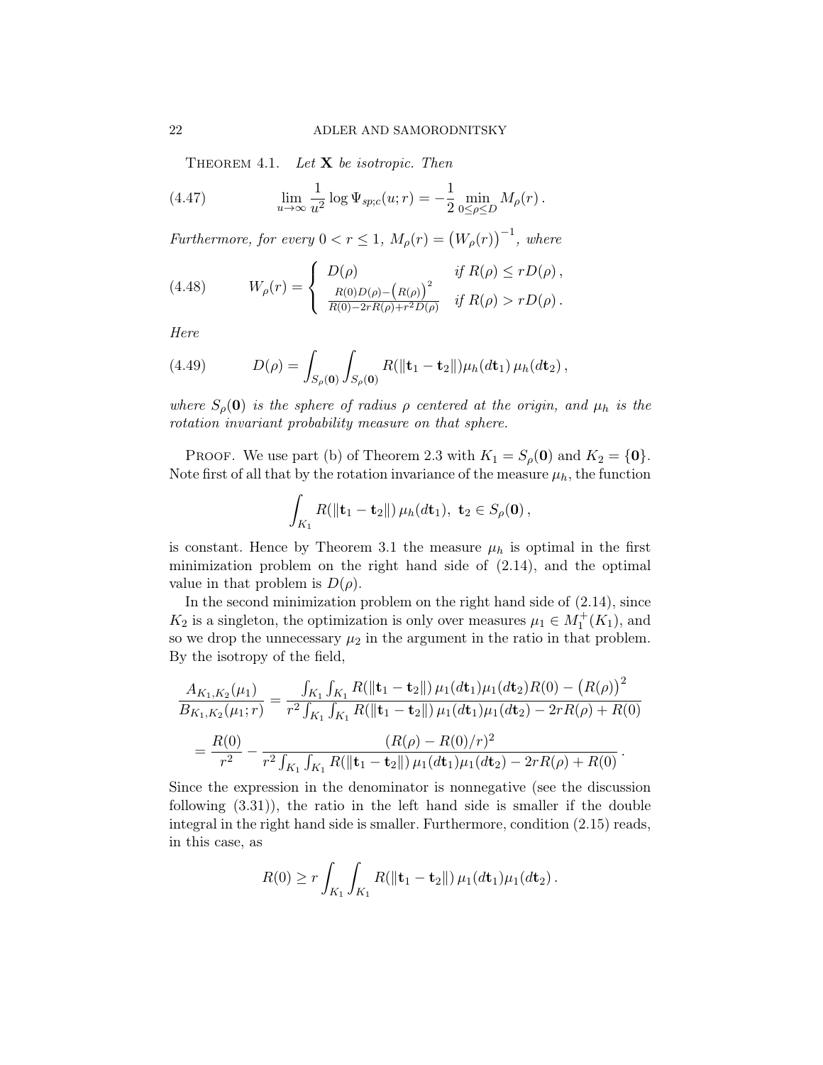THEOREM 4.1. *Let $\mathbf{X}$ be isotropic. Then*

$$\lim_{u\to\infty} \frac{1}{u^2} \log \Psi_{sp;c}(u;r) = -\frac{1}{2} \min_{0\le\rho\le D} M_\rho(r)\,. \tag{4.47}$$

*Furthermore, for every $0 < r \le 1$, $M_\rho(r) = \big(W_\rho(r)\big)^{-1}$, where*

$$W_\rho(r) = \begin{cases} D(\rho) & \text{if } R(\rho) \le rD(\rho)\,, \\ \frac{R(0)D(\rho)-\big(R(\rho)\big)^2}{R(0)-2rR(\rho)+r^2D(\rho)} & \text{if } R(\rho) > rD(\rho)\,. \end{cases} \tag{4.48}$$

*Here*

$$D(\rho) = \int_{S_\rho(\mathbf{0})} \int_{S_\rho(\mathbf{0})} R(\|\mathbf{t}_1 - \mathbf{t}_2\|)\mu_h(d\mathbf{t}_1)\,\mu_h(d\mathbf{t}_2)\,, \tag{4.49}$$

*where $S_\rho(\mathbf{0})$ is the sphere of radius $\rho$ centered at the origin, and $\mu_h$ is the rotation invariant probability measure on that sphere.*

PROOF. We use part (b) of Theorem 2.3 with $K_1 = S_\rho(\mathbf{0})$ and $K_2 = \{\mathbf{0}\}$. Note first of all that by the rotation invariance of the measure $\mu_h$, the function

$$\int_{K_1} R(\|\mathbf{t}_1 - \mathbf{t}_2\|)\,\mu_h(d\mathbf{t}_1),\ \mathbf{t}_2 \in S_\rho(\mathbf{0})\,,$$

is constant. Hence by Theorem 3.1 the measure $\mu_h$ is optimal in the first minimization problem on the right hand side of (2.14), and the optimal value in that problem is $D(\rho)$.

In the second minimization problem on the right hand side of (2.14), since $K_2$ is a singleton, the optimization is only over measures $\mu_1 \in M_1^+(K_1)$, and so we drop the unnecessary $\mu_2$ in the argument in the ratio in that problem. By the isotropy of the field,

$$\frac{A_{K_1,K_2}(\mu_1)}{B_{K_1,K_2}(\mu_1;r)} = \frac{\int_{K_1}\int_{K_1} R(\|\mathbf{t}_1 - \mathbf{t}_2\|)\,\mu_1(d\mathbf{t}_1)\mu_1(d\mathbf{t}_2)R(0) - \big(R(\rho)\big)^2}{r^2\int_{K_1}\int_{K_1} R(\|\mathbf{t}_1 - \mathbf{t}_2\|)\,\mu_1(d\mathbf{t}_1)\mu_1(d\mathbf{t}_2) - 2rR(\rho) + R(0)}$$

$$= \frac{R(0)}{r^2} - \frac{(R(\rho) - R(0)/r)^2}{r^2\int_{K_1}\int_{K_1} R(\|\mathbf{t}_1 - \mathbf{t}_2\|)\,\mu_1(d\mathbf{t}_1)\mu_1(d\mathbf{t}_2) - 2rR(\rho) + R(0)}\,.$$

Since the expression in the denominator is nonnegative (see the discussion following (3.31)), the ratio in the left hand side is smaller if the double integral in the right hand side is smaller. Furthermore, condition (2.15) reads, in this case, as

$$R(0) \ge r\int_{K_1}\int_{K_1} R(\|\mathbf{t}_1 - \mathbf{t}_2\|)\,\mu_1(d\mathbf{t}_1)\mu_1(d\mathbf{t}_2)\,.$$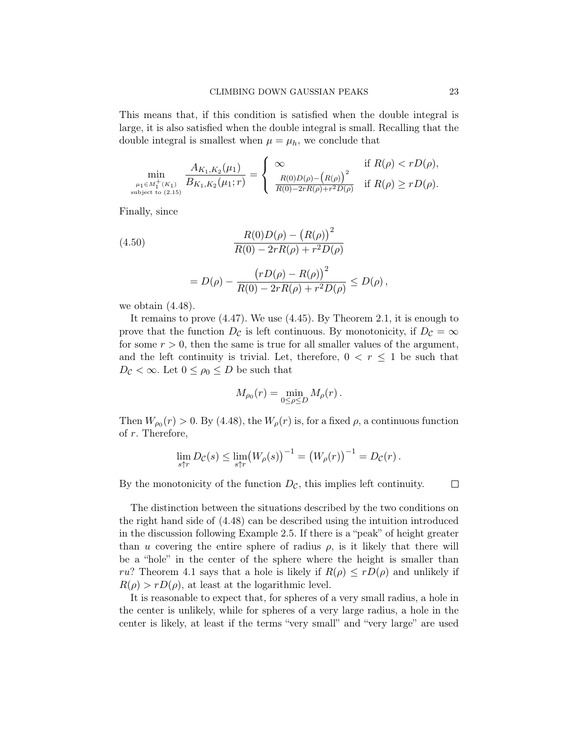This means that, if this condition is satisfied when the double integral is large, it is also satisfied when the double integral is small. Recalling that the double integral is smallest when $\mu = \mu_h$, we conclude that

$$\min_{\substack{\mu_1 \in M_1^+(K_1) \\ \text{subject to (2.15)}}} \frac{A_{K_1,K_2}(\mu_1)}{B_{K_1,K_2}(\mu_1;r)} = \begin{cases} \infty & \text{if } R(\rho) < rD(\rho), \\ \frac{R(0)D(\rho) - \left(R(\rho)\right)^2}{R(0) - 2rR(\rho) + r^2 D(\rho)} & \text{if } R(\rho) \geq rD(\rho). \end{cases}$$

Finally, since

$$\frac{R(0)D(\rho) - \left(R(\rho)\right)^2}{R(0) - 2rR(\rho) + r^2 D(\rho)} \tag{4.50}$$

$$= D(\rho) - \frac{\left(rD(\rho) - R(\rho)\right)^2}{R(0) - 2rR(\rho) + r^2 D(\rho)} \leq D(\rho)\,,$$

we obtain (4.48).

It remains to prove (4.47). We use (4.45). By Theorem 2.1, it is enough to prove that the function $D_{\mathcal{C}}$ is left continuous. By monotonicity, if $D_{\mathcal{C}} = \infty$ for some $r > 0$, then the same is true for all smaller values of the argument, and the left continuity is trivial. Let, therefore, $0 < r \leq 1$ be such that $D_{\mathcal{C}} < \infty$. Let $0 \leq \rho_0 \leq D$ be such that

$$M_{\rho_0}(r) = \min_{0 \leq \rho \leq D} M_\rho(r)\,.$$

Then $W_{\rho_0}(r) > 0$. By (4.48), the $W_\rho(r)$ is, for a fixed $\rho$, a continuous function of $r$. Therefore,

$$\lim_{s \uparrow r} D_{\mathcal{C}}(s) \leq \lim_{s \uparrow r} \left(W_\rho(s)\right)^{-1} = \left(W_\rho(r)\right)^{-1} = D_{\mathcal{C}}(r)\,.$$

By the monotonicity of the function $D_{\mathcal{C}}$, this implies left continuity. $\square$

The distinction between the situations described by the two conditions on the right hand side of (4.48) can be described using the intuition introduced in the discussion following Example 2.5. If there is a "peak" of height greater than $u$ covering the entire sphere of radius $\rho$, is it likely that there will be a "hole" in the center of the sphere where the height is smaller than $ru$? Theorem 4.1 says that a hole is likely if $R(\rho) \leq rD(\rho)$ and unlikely if $R(\rho) > rD(\rho)$, at least at the logarithmic level.

It is reasonable to expect that, for spheres of a very small radius, a hole in the center is unlikely, while for spheres of a very large radius, a hole in the center is likely, at least if the terms "very small" and "very large" are used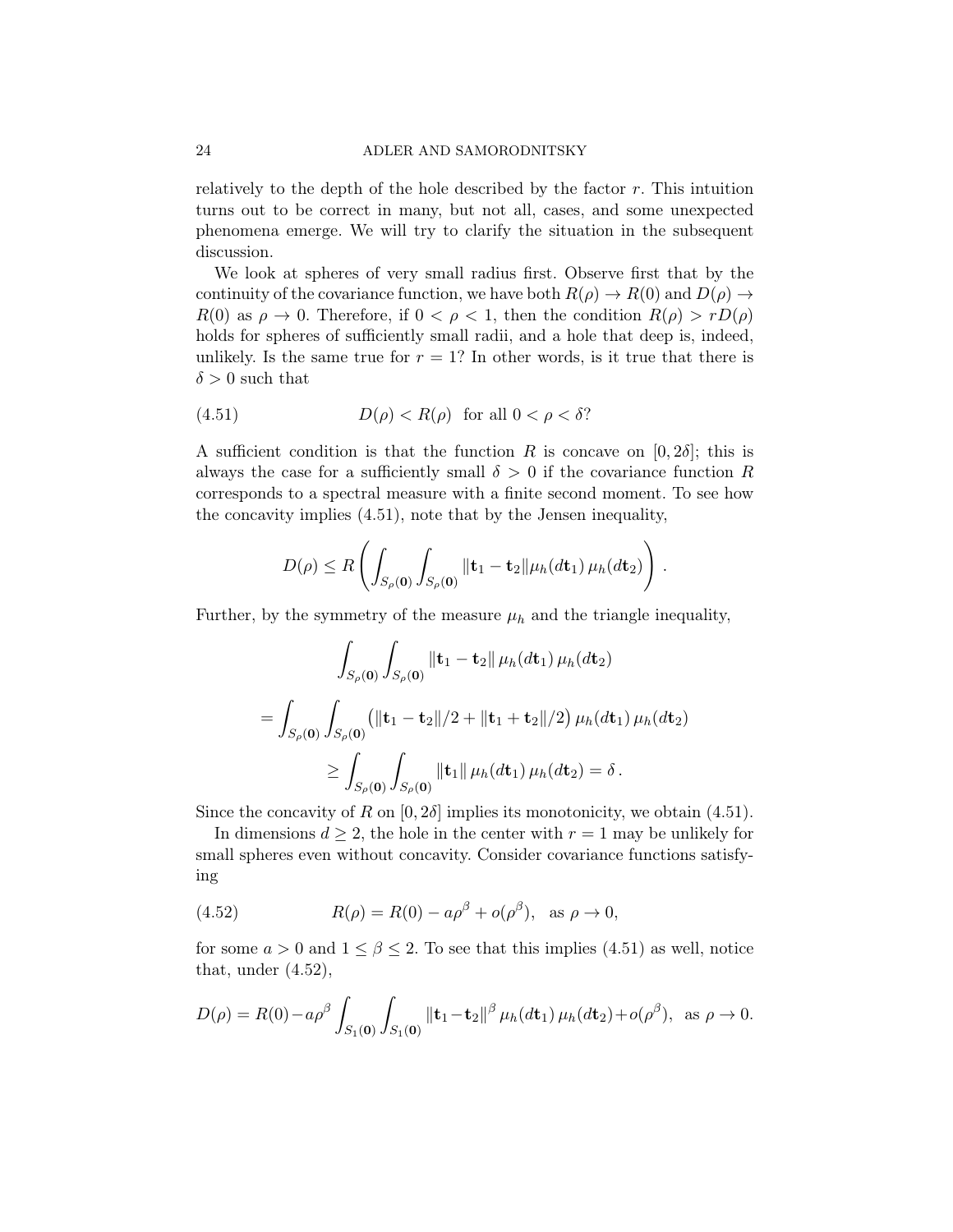relatively to the depth of the hole described by the factor $r$. This intuition turns out to be correct in many, but not all, cases, and some unexpected phenomena emerge. We will try to clarify the situation in the subsequent discussion.

We look at spheres of very small radius first. Observe first that by the continuity of the covariance function, we have both $R(\rho) \to R(0)$ and $D(\rho) \to R(0)$ as $\rho \to 0$. Therefore, if $0 < \rho < 1$, then the condition $R(\rho) > rD(\rho)$ holds for spheres of sufficiently small radii, and a hole that deep is, indeed, unlikely. Is the same true for $r = 1$? In other words, is it true that there is $\delta > 0$ such that

$$
D(\rho) < R(\rho) \quad \text{for all } 0 < \rho < \delta? \tag{4.51}
$$

A sufficient condition is that the function $R$ is concave on $[0, 2\delta]$; this is always the case for a sufficiently small $\delta > 0$ if the covariance function $R$ corresponds to a spectral measure with a finite second moment. To see how the concavity implies (4.51), note that by the Jensen inequality,

$$
D(\rho) \leq R\left( \int_{S_\rho(\mathbf{0})} \int_{S_\rho(\mathbf{0})} \|\mathbf{t}_1 - \mathbf{t}_2\| \mu_h(d\mathbf{t}_1)\, \mu_h(d\mathbf{t}_2) \right) .
$$

Further, by the symmetry of the measure $\mu_h$ and the triangle inequality,

$$
\begin{aligned}
&\int_{S_\rho(\mathbf{0})} \int_{S_\rho(\mathbf{0})} \|\mathbf{t}_1 - \mathbf{t}_2\| \, \mu_h(d\mathbf{t}_1)\, \mu_h(d\mathbf{t}_2) \\
&= \int_{S_\rho(\mathbf{0})} \int_{S_\rho(\mathbf{0})} \big( \|\mathbf{t}_1 - \mathbf{t}_2\|/2 + \|\mathbf{t}_1 + \mathbf{t}_2\|/2 \big) \, \mu_h(d\mathbf{t}_1)\, \mu_h(d\mathbf{t}_2) \\
&\geq \int_{S_\rho(\mathbf{0})} \int_{S_\rho(\mathbf{0})} \|\mathbf{t}_1\| \, \mu_h(d\mathbf{t}_1)\, \mu_h(d\mathbf{t}_2) = \delta \, .
\end{aligned}
$$

Since the concavity of $R$ on $[0, 2\delta]$ implies its monotonicity, we obtain (4.51).

In dimensions $d \geq 2$, the hole in the center with $r = 1$ may be unlikely for small spheres even without concavity. Consider covariance functions satisfying

$$
R(\rho) = R(0) - a\rho^\beta + o(\rho^\beta), \quad \text{as } \rho \to 0, \tag{4.52}
$$

for some $a > 0$ and $1 \leq \beta \leq 2$. To see that this implies (4.51) as well, notice that, under (4.52),

$$
D(\rho) = R(0) - a\rho^\beta \int_{S_1(\mathbf{0})} \int_{S_1(\mathbf{0})} \|\mathbf{t}_1 - \mathbf{t}_2\|^\beta \, \mu_h(d\mathbf{t}_1)\, \mu_h(d\mathbf{t}_2) + o(\rho^\beta), \quad \text{as } \rho \to 0.
$$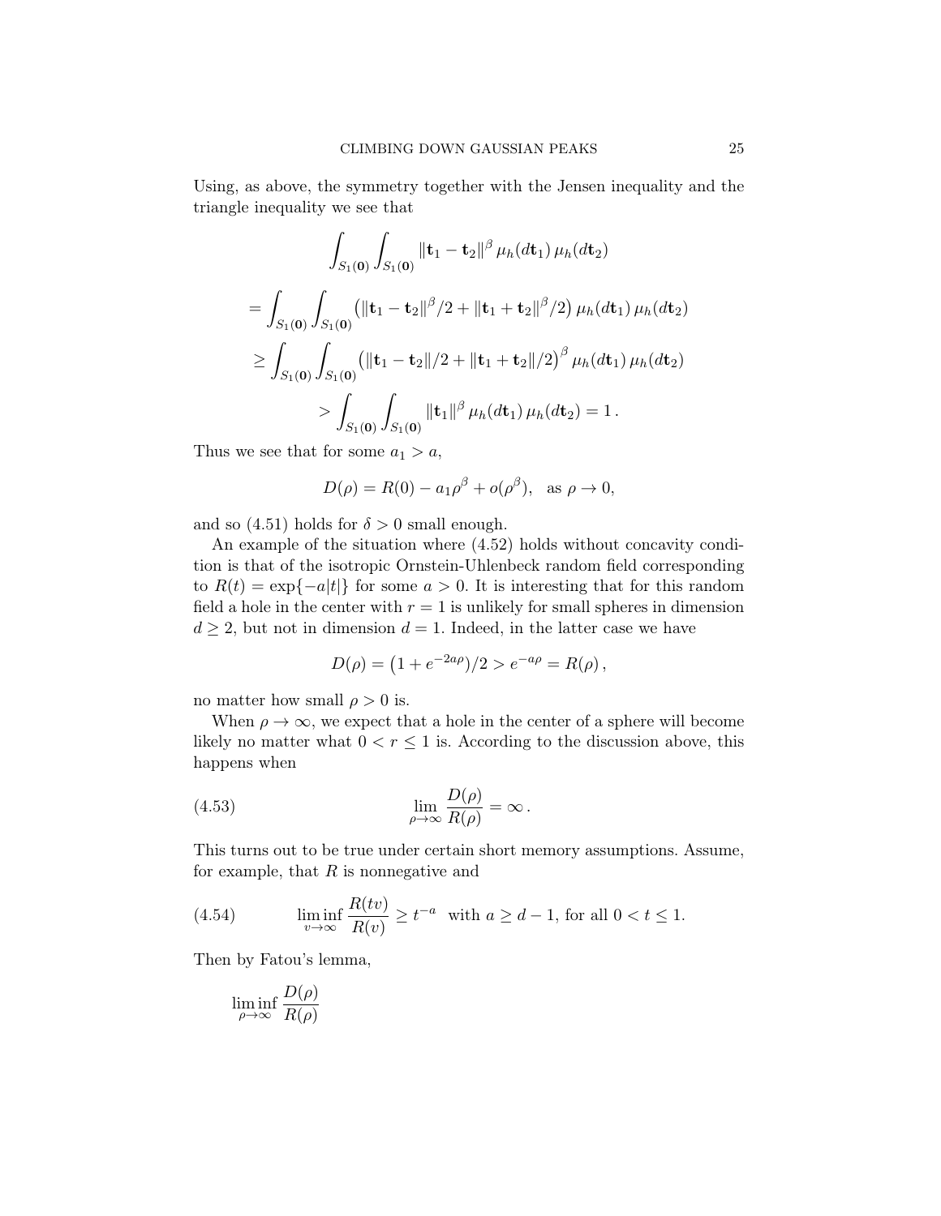Using, as above, the symmetry together with the Jensen inequality and the triangle inequality we see that

$$\int_{S_1(\mathbf{0})} \int_{S_1(\mathbf{0})} \|\mathbf{t}_1 - \mathbf{t}_2\|^\beta \, \mu_h(d\mathbf{t}_1) \, \mu_h(d\mathbf{t}_2)$$

$$= \int_{S_1(\mathbf{0})} \int_{S_1(\mathbf{0})} \left( \|\mathbf{t}_1 - \mathbf{t}_2\|^\beta / 2 + \|\mathbf{t}_1 + \mathbf{t}_2\|^\beta / 2 \right) \mu_h(d\mathbf{t}_1) \, \mu_h(d\mathbf{t}_2)$$

$$\geq \int_{S_1(\mathbf{0})} \int_{S_1(\mathbf{0})} \left( \|\mathbf{t}_1 - \mathbf{t}_2\| / 2 + \|\mathbf{t}_1 + \mathbf{t}_2\| / 2 \right)^\beta \mu_h(d\mathbf{t}_1) \, \mu_h(d\mathbf{t}_2)$$

$$> \int_{S_1(\mathbf{0})} \int_{S_1(\mathbf{0})} \|\mathbf{t}_1\|^\beta \, \mu_h(d\mathbf{t}_1) \, \mu_h(d\mathbf{t}_2) = 1 \, .$$

Thus we see that for some $a_1 > a$,

$$D(\rho) = R(0) - a_1 \rho^\beta + o(\rho^\beta), \quad \text{as } \rho \to 0,$$

and so (4.51) holds for $\delta > 0$ small enough.

An example of the situation where (4.52) holds without concavity condition is that of the isotropic Ornstein-Uhlenbeck random field corresponding to $R(t) = \exp\{-a|t|\}$ for some $a > 0$. It is interesting that for this random field a hole in the center with $r = 1$ is unlikely for small spheres in dimension $d \geq 2$, but not in dimension $d = 1$. Indeed, in the latter case we have

$$D(\rho) = \left(1 + e^{-2a\rho}\right)/2 > e^{-a\rho} = R(\rho) \, ,$$

no matter how small $\rho > 0$ is.

When $\rho \to \infty$, we expect that a hole in the center of a sphere will become likely no matter what $0 < r \leq 1$ is. According to the discussion above, this happens when

$$\lim_{\rho \to \infty} \frac{D(\rho)}{R(\rho)} = \infty \, . \tag{4.53}$$

This turns out to be true under certain short memory assumptions. Assume, for example, that $R$ is nonnegative and

$$\liminf_{v \to \infty} \frac{R(tv)}{R(v)} \geq t^{-a} \ \text{ with } a \geq d - 1, \text{ for all } 0 < t \leq 1. \tag{4.54}$$

Then by Fatou's lemma,

$$\liminf_{\rho \to \infty} \frac{D(\rho)}{R(\rho)}$$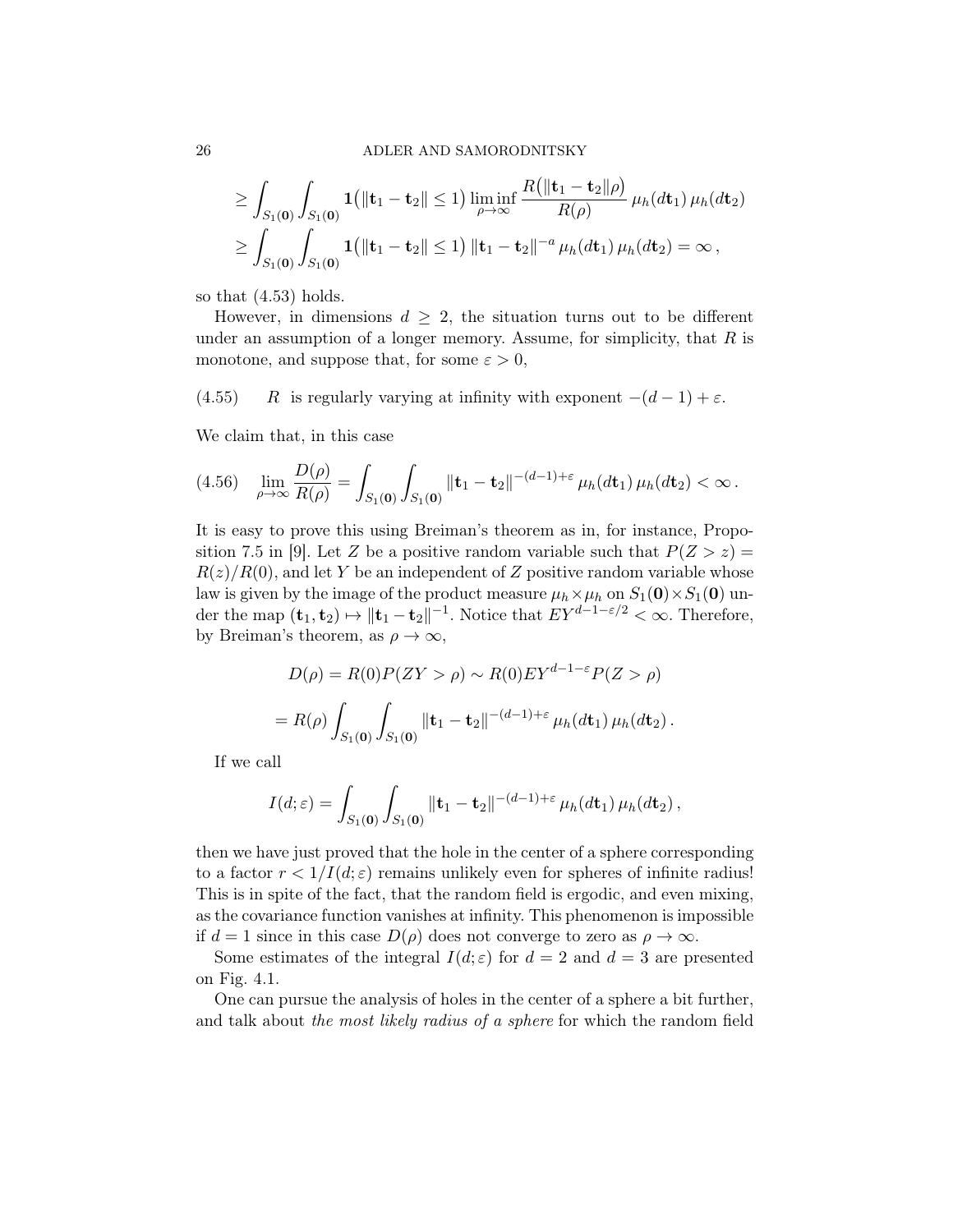$$\geq \int_{S_1(\mathbf{0})} \int_{S_1(\mathbf{0})} \mathbf{1}\big(\|\mathbf{t}_1 - \mathbf{t}_2\| \leq 1\big) \liminf_{\rho\to\infty} \frac{R\big(\|\mathbf{t}_1 - \mathbf{t}_2\|\rho\big)}{R(\rho)} \, \mu_h(d\mathbf{t}_1)\, \mu_h(d\mathbf{t}_2)$$

$$\geq \int_{S_1(\mathbf{0})} \int_{S_1(\mathbf{0})} \mathbf{1}\big(\|\mathbf{t}_1 - \mathbf{t}_2\| \leq 1\big) \, \|\mathbf{t}_1 - \mathbf{t}_2\|^{-a} \, \mu_h(d\mathbf{t}_1)\, \mu_h(d\mathbf{t}_2) = \infty \,,$$

so that (4.53) holds.

However, in dimensions $d \geq 2$, the situation turns out to be different under an assumption of a longer memory. Assume, for simplicity, that $R$ is monotone, and suppose that, for some $\varepsilon > 0$,

(4.55) $\quad R$ is regularly varying at infinity with exponent $-(d-1)+\varepsilon$.

We claim that, in this case

$$\lim_{\rho\to\infty} \frac{D(\rho)}{R(\rho)} = \int_{S_1(\mathbf{0})} \int_{S_1(\mathbf{0})} \|\mathbf{t}_1 - \mathbf{t}_2\|^{-(d-1)+\varepsilon} \, \mu_h(d\mathbf{t}_1)\, \mu_h(d\mathbf{t}_2) < \infty \,. \tag{4.56}$$

It is easy to prove this using Breiman's theorem as in, for instance, Proposition 7.5 in [9]. Let $Z$ be a positive random variable such that $P(Z > z) = R(z)/R(0)$, and let $Y$ be an independent of $Z$ positive random variable whose law is given by the image of the product measure $\mu_h \times \mu_h$ on $S_1(\mathbf{0}) \times S_1(\mathbf{0})$ under the map $(\mathbf{t}_1, \mathbf{t}_2) \mapsto \|\mathbf{t}_1 - \mathbf{t}_2\|^{-1}$. Notice that $EY^{d-1-\varepsilon/2} < \infty$. Therefore, by Breiman's theorem, as $\rho \to \infty$,

$$D(\rho) = R(0) P(ZY > \rho) \sim R(0) E Y^{d-1-\varepsilon} P(Z > \rho)$$

$$= R(\rho) \int_{S_1(\mathbf{0})} \int_{S_1(\mathbf{0})} \|\mathbf{t}_1 - \mathbf{t}_2\|^{-(d-1)+\varepsilon} \, \mu_h(d\mathbf{t}_1)\, \mu_h(d\mathbf{t}_2) \,.$$

If we call

$$I(d; \varepsilon) = \int_{S_1(\mathbf{0})} \int_{S_1(\mathbf{0})} \|\mathbf{t}_1 - \mathbf{t}_2\|^{-(d-1)+\varepsilon} \, \mu_h(d\mathbf{t}_1)\, \mu_h(d\mathbf{t}_2) \,,$$

then we have just proved that the hole in the center of a sphere corresponding to a factor $r < 1/I(d; \varepsilon)$ remains unlikely even for spheres of infinite radius! This is in spite of the fact, that the random field is ergodic, and even mixing, as the covariance function vanishes at infinity. This phenomenon is impossible if $d = 1$ since in this case $D(\rho)$ does not converge to zero as $\rho \to \infty$.

Some estimates of the integral $I(d; \varepsilon)$ for $d = 2$ and $d = 3$ are presented on Fig. 4.1.

One can pursue the analysis of holes in the center of a sphere a bit further, and talk about *the most likely radius of a sphere* for which the random field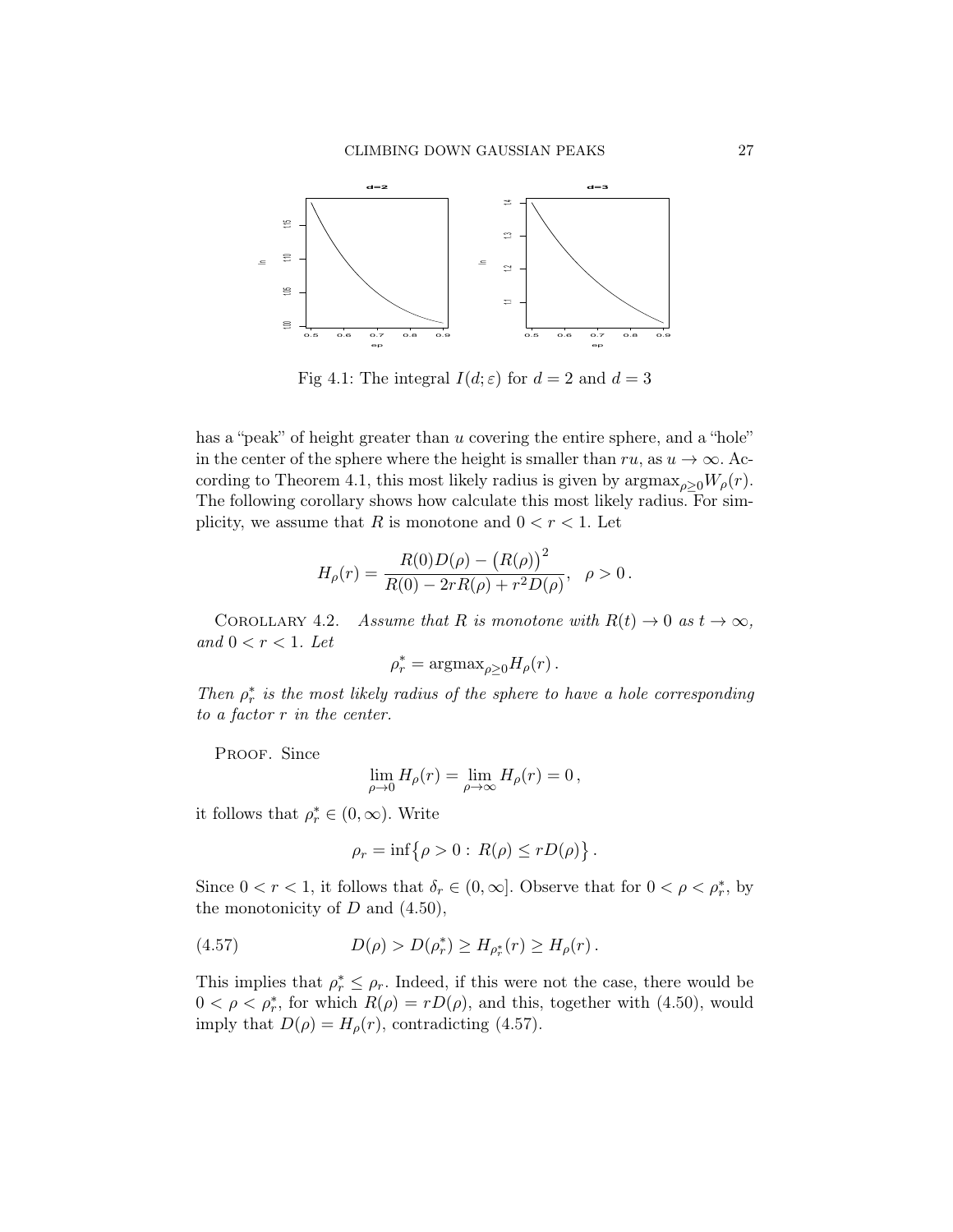Fig 4.1: The integral $I(d;\varepsilon)$ for $d = 2$ and $d = 3$

has a "peak" of height greater than $u$ covering the entire sphere, and a "hole" in the center of the sphere where the height is smaller than $ru$, as $u \to \infty$. According to Theorem 4.1, this most likely radius is given by $\text{argmax}_{\rho \geq 0} W_\rho(r)$. The following corollary shows how calculate this most likely radius. For simplicity, we assume that $R$ is monotone and $0 < r < 1$. Let

$$H_\rho(r) = \frac{R(0)D(\rho) - \big(R(\rho)\big)^2}{R(0) - 2rR(\rho) + r^2 D(\rho)}, \quad \rho > 0 \, .$$

COROLLARY 4.2. *Assume that $R$ is monotone with $R(t) \to 0$ as $t \to \infty$, and $0 < r < 1$. Let*

$$\rho_r^* = \text{argmax}_{\rho \geq 0} H_\rho(r) \, .$$

*Then $\rho_r^*$ is the most likely radius of the sphere to have a hole corresponding to a factor $r$ in the center.*

PROOF. Since

$$\lim_{\rho \to 0} H_\rho(r) = \lim_{\rho \to \infty} H_\rho(r) = 0 \, ,$$

it follows that $\rho_r^* \in (0, \infty)$. Write

$$\rho_r = \inf\big\{\rho > 0 : \, R(\rho) \leq rD(\rho)\big\} \, .$$

Since $0 < r < 1$, it follows that $\delta_r \in (0, \infty]$. Observe that for $0 < \rho < \rho_r^*$, by the monotonicity of $D$ and (4.50),

$$D(\rho) > D(\rho_r^*) \geq H_{\rho_r^*}(r) \geq H_\rho(r) \, . \tag{4.57}$$

This implies that $\rho_r^* \leq \rho_r$. Indeed, if this were not the case, there would be $0 < \rho < \rho_r^*$, for which $R(\rho) = rD(\rho)$, and this, together with (4.50), would imply that $D(\rho) = H_\rho(r)$, contradicting (4.57).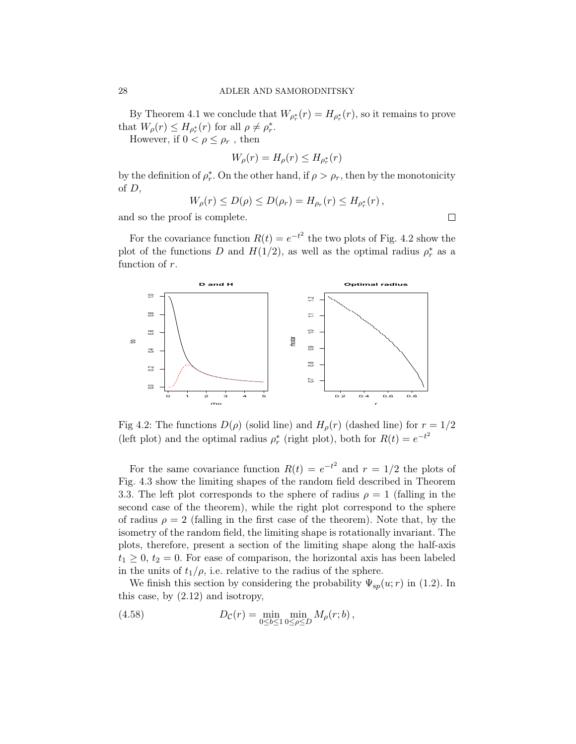By Theorem 4.1 we conclude that $W_{\rho_r^*}(r) = H_{\rho_r^*}(r)$, so it remains to prove that $W_\rho(r) \le H_{\rho_r^*}(r)$ for all $\rho \neq \rho_r^*$.

However, if $0 < \rho \le \rho_r$ , then

$$W_\rho(r) = H_\rho(r) \le H_{\rho_r^*}(r)$$

by the definition of $\rho_r^*$. On the other hand, if $\rho > \rho_r$, then by the monotonicity of $D$,

$$W_\rho(r) \le D(\rho) \le D(\rho_r) = H_{\rho_r}(r) \le H_{\rho_r^*}(r)\,,$$

and so the proof is complete. □

For the covariance function $R(t) = e^{-t^2}$ the two plots of Fig. 4.2 show the plot of the functions $D$ and $H(1/2)$, as well as the optimal radius $\rho_r^*$ as a function of $r$.

Fig 4.2: The functions $D(\rho)$ (solid line) and $H_\rho(r)$ (dashed line) for $r = 1/2$ (left plot) and the optimal radius $\rho_r^*$ (right plot), both for $R(t) = e^{-t^2}$

For the same covariance function $R(t) = e^{-t^2}$ and $r = 1/2$ the plots of Fig. 4.3 show the limiting shapes of the random field described in Theorem 3.3. The left plot corresponds to the sphere of radius $\rho = 1$ (falling in the second case of the theorem), while the right plot correspond to the sphere of radius $\rho = 2$ (falling in the first case of the theorem). Note that, by the isometry of the random field, the limiting shape is rotationally invariant. The plots, therefore, present a section of the limiting shape along the half-axis $t_1 \ge 0$, $t_2 = 0$. For ease of comparison, the horizontal axis has been labeled in the units of $t_1/\rho$, i.e. relative to the radius of the sphere.

We finish this section by considering the probability $\Psi_{sp}(u; r)$ in (1.2). In this case, by (2.12) and isotropy,

$$D_{\mathcal{C}}(r) = \min_{0 \le b \le 1} \min_{0 \le \rho \le D} M_\rho(r; b)\,, \tag{4.58}$$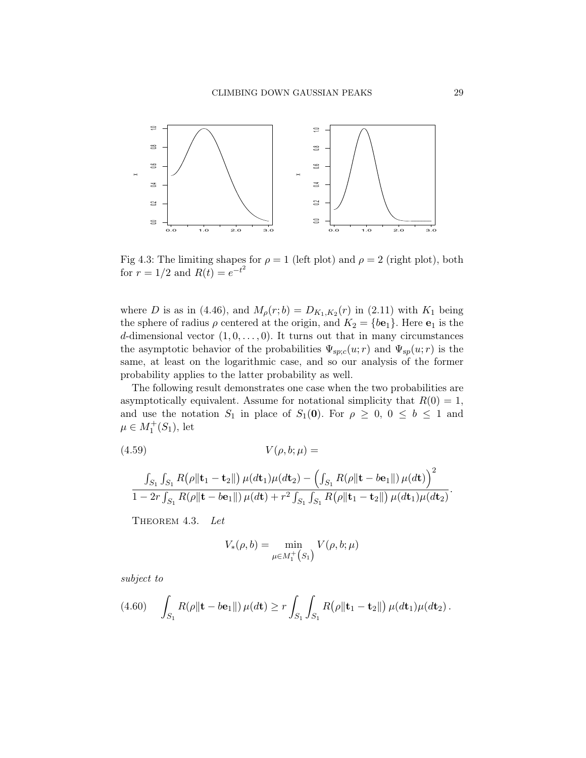Fig 4.3: The limiting shapes for $\rho = 1$ (left plot) and $\rho = 2$ (right plot), both for $r = 1/2$ and $R(t) = e^{-t^2}$

where $D$ is as in (4.46), and $M_\rho(r; b) = D_{K_1,K_2}(r)$ in (2.11) with $K_1$ being the sphere of radius $\rho$ centered at the origin, and $K_2 = \{b\mathbf{e}_1\}$. Here $\mathbf{e}_1$ is the $d$-dimensional vector $(1, 0, \ldots, 0)$. It turns out that in many circumstances the asymptotic behavior of the probabilities $\Psi_{sp;c}(u; r)$ and $\Psi_{sp}(u; r)$ is the same, at least on the logarithmic case, and so our analysis of the former probability applies to the latter probability as well.

The following result demonstrates one case when the two probabilities are asymptotically equivalent. Assume for notational simplicity that $R(0) = 1$, and use the notation $S_1$ in place of $S_1(\mathbf{0})$. For $\rho \geq 0$, $0 \leq b \leq 1$ and $\mu \in M_1^+(S_1)$, let

$$V(\rho, b; \mu) = \tag{4.59}$$

$$\frac{\int_{S_1} \int_{S_1} R\big(\rho \|\mathbf{t}_1 - \mathbf{t}_2\|\big)\, \mu(d\mathbf{t}_1)\mu(d\mathbf{t}_2) - \Big(\int_{S_1} R(\rho \|\mathbf{t} - b\mathbf{e}_1\|)\, \mu(d\mathbf{t})\Big)^2}{1 - 2r \int_{S_1} R(\rho \|\mathbf{t} - b\mathbf{e}_1\|)\, \mu(d\mathbf{t}) + r^2 \int_{S_1} \int_{S_1} R\big(\rho \|\mathbf{t}_1 - \mathbf{t}_2\|\big)\, \mu(d\mathbf{t}_1)\mu(d\mathbf{t}_2)}.$$

THEOREM 4.3. *Let*

$$V_*(\rho, b) = \min_{\mu \in M_1^+(S_1)} V(\rho, b; \mu)$$

*subject to*

$$\int_{S_1} R(\rho \|\mathbf{t} - b\mathbf{e}_1\|)\, \mu(d\mathbf{t}) \geq r \int_{S_1} \int_{S_1} R\big(\rho \|\mathbf{t}_1 - \mathbf{t}_2\|\big)\, \mu(d\mathbf{t}_1)\mu(d\mathbf{t}_2). \tag{4.60}$$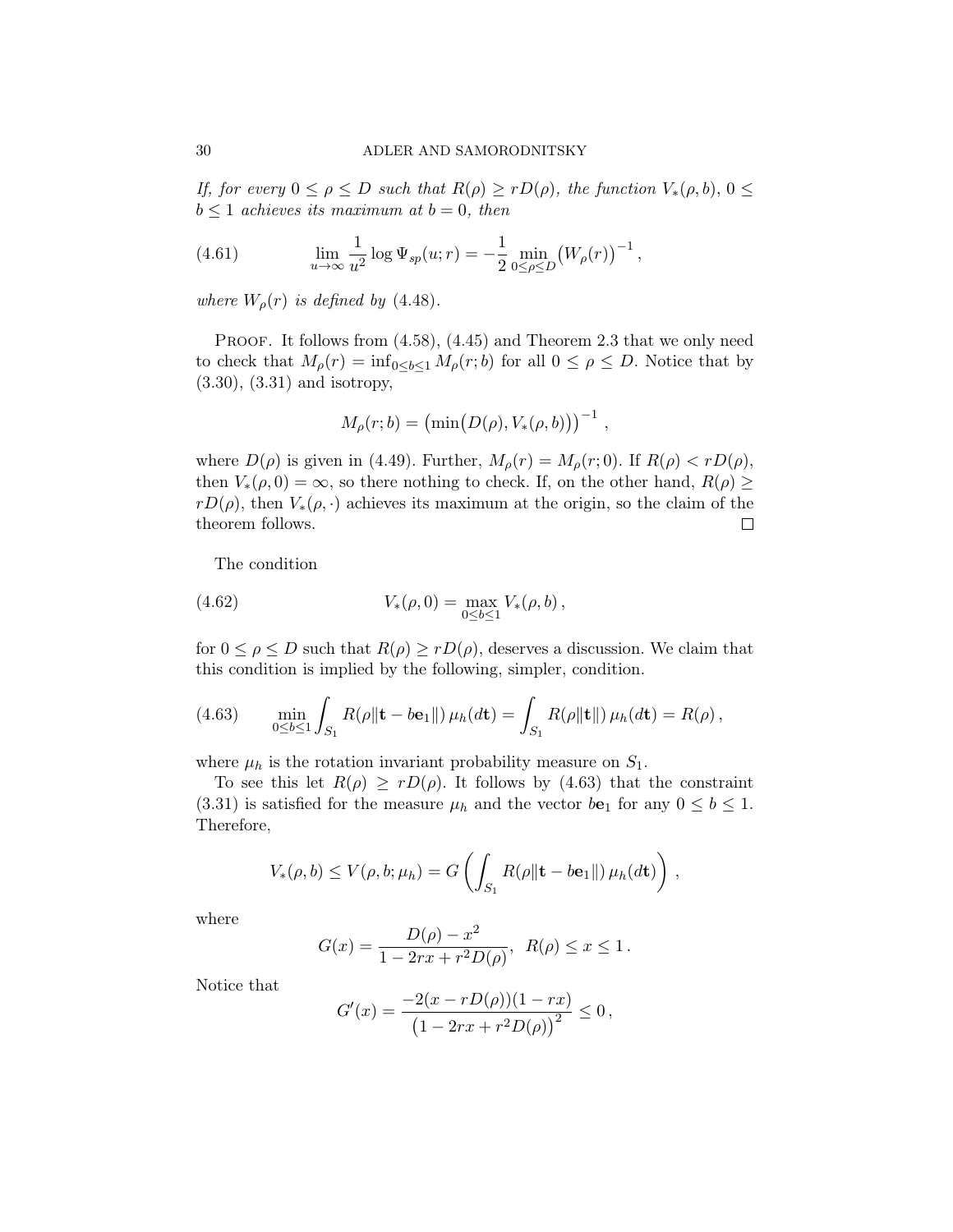*If, for every $0 \le \rho \le D$ such that $R(\rho) \ge rD(\rho)$, the function $V_*(\rho, b)$, $0 \le b \le 1$ achieves its maximum at $b = 0$, then*

$$\lim_{u\to\infty} \frac{1}{u^2} \log \Psi_{sp}(u; r) = -\frac{1}{2} \min_{0\le\rho\le D} \big(W_\rho(r)\big)^{-1}, \tag{4.61}$$

*where $W_\rho(r)$ is defined by (4.48).*

Proof. It follows from (4.58), (4.45) and Theorem 2.3 that we only need to check that $M_\rho(r) = \inf_{0\le b\le 1} M_\rho(r; b)$ for all $0 \le \rho \le D$. Notice that by (3.30), (3.31) and isotropy,

$$M_\rho(r; b) = \big(\min\big(D(\rho), V_*(\rho, b)\big)\big)^{-1},$$

where $D(\rho)$ is given in (4.49). Further, $M_\rho(r) = M_\rho(r; 0)$. If $R(\rho) < rD(\rho)$, then $V_*(\rho, 0) = \infty$, so there nothing to check. If, on the other hand, $R(\rho) \ge rD(\rho)$, then $V_*(\rho, \cdot)$ achieves its maximum at the origin, so the claim of the theorem follows. □

The condition

$$V_*(\rho, 0) = \max_{0\le b\le 1} V_*(\rho, b), \tag{4.62}$$

for $0 \le \rho \le D$ such that $R(\rho) \ge rD(\rho)$, deserves a discussion. We claim that this condition is implied by the following, simpler, condition.

$$\min_{0\le b\le 1} \int_{S_1} R(\rho\|\mathbf{t} - b\mathbf{e}_1\|)\, \mu_h(d\mathbf{t}) = \int_{S_1} R(\rho\|\mathbf{t}\|)\, \mu_h(d\mathbf{t}) = R(\rho), \tag{4.63}$$

where $\mu_h$ is the rotation invariant probability measure on $S_1$.

To see this let $R(\rho) \ge rD(\rho)$. It follows by (4.63) that the constraint (3.31) is satisfied for the measure $\mu_h$ and the vector $b\mathbf{e}_1$ for any $0 \le b \le 1$. Therefore,

$$V_*(\rho, b) \le V(\rho, b; \mu_h) = G\left(\int_{S_1} R(\rho\|\mathbf{t} - b\mathbf{e}_1\|)\, \mu_h(d\mathbf{t})\right),$$

where

$$G(x) = \frac{D(\rho) - x^2}{1 - 2rx + r^2 D(\rho)}, \quad R(\rho) \le x \le 1.$$

Notice that

$$G'(x) = \frac{-2(x - rD(\rho))(1 - rx)}{\big(1 - 2rx + r^2 D(\rho)\big)^2} \le 0,$$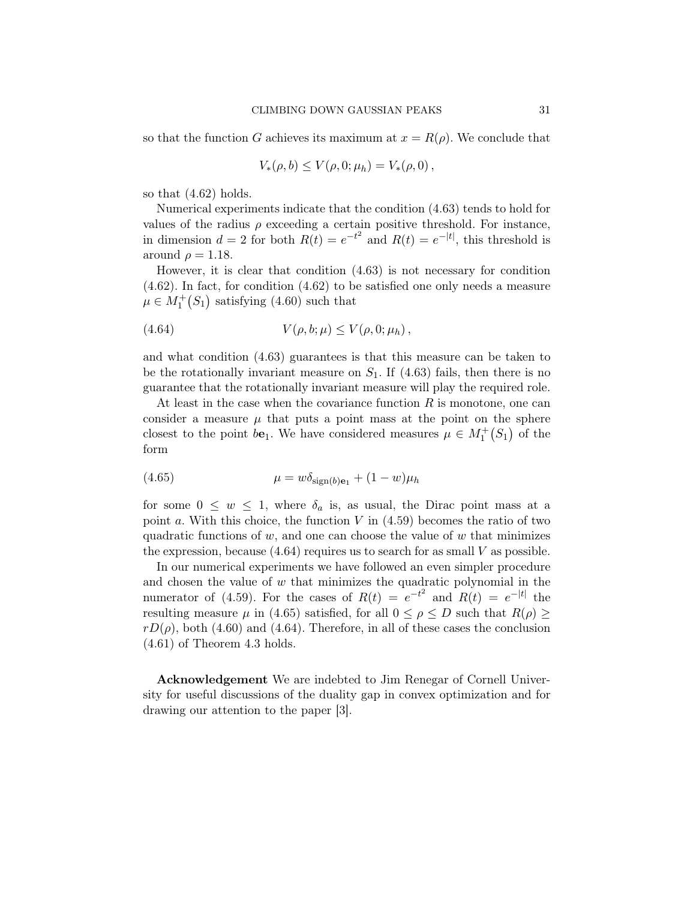so that the function $G$ achieves its maximum at $x = R(\rho)$. We conclude that

$$V_*(\rho, b) \leq V(\rho, 0; \mu_h) = V_*(\rho, 0) ,$$

so that (4.62) holds.

Numerical experiments indicate that the condition (4.63) tends to hold for values of the radius $\rho$ exceeding a certain positive threshold. For instance, in dimension $d = 2$ for both $R(t) = e^{-t^2}$ and $R(t) = e^{-|t|}$, this threshold is around $\rho = 1.18$.

However, it is clear that condition (4.63) is not necessary for condition (4.62). In fact, for condition (4.62) to be satisfied one only needs a measure $\mu \in M_1^+(S_1)$ satisfying (4.60) such that

$$V(\rho, b; \mu) \leq V(\rho, 0; \mu_h) , \tag{4.64}$$

and what condition (4.63) guarantees is that this measure can be taken to be the rotationally invariant measure on $S_1$. If (4.63) fails, then there is no guarantee that the rotationally invariant measure will play the required role.

At least in the case when the covariance function $R$ is monotone, one can consider a measure $\mu$ that puts a point mass at the point on the sphere closest to the point $b\mathbf{e}_1$. We have considered measures $\mu \in M_1^+(S_1)$ of the form

$$\mu = w\delta_{\mathrm{sign}(b)\mathbf{e}_1} + (1 - w)\mu_h \tag{4.65}$$

for some $0 \leq w \leq 1$, where $\delta_a$ is, as usual, the Dirac point mass at a point $a$. With this choice, the function $V$ in (4.59) becomes the ratio of two quadratic functions of $w$, and one can choose the value of $w$ that minimizes the expression, because (4.64) requires us to search for as small $V$ as possible.

In our numerical experiments we have followed an even simpler procedure and chosen the value of $w$ that minimizes the quadratic polynomial in the numerator of (4.59). For the cases of $R(t) = e^{-t^2}$ and $R(t) = e^{-|t|}$ the resulting measure $\mu$ in (4.65) satisfied, for all $0 \leq \rho \leq D$ such that $R(\rho) \geq rD(\rho)$, both (4.60) and (4.64). Therefore, in all of these cases the conclusion (4.61) of Theorem 4.3 holds.

**Acknowledgement** We are indebted to Jim Renegar of Cornell University for useful discussions of the duality gap in convex optimization and for drawing our attention to the paper [3].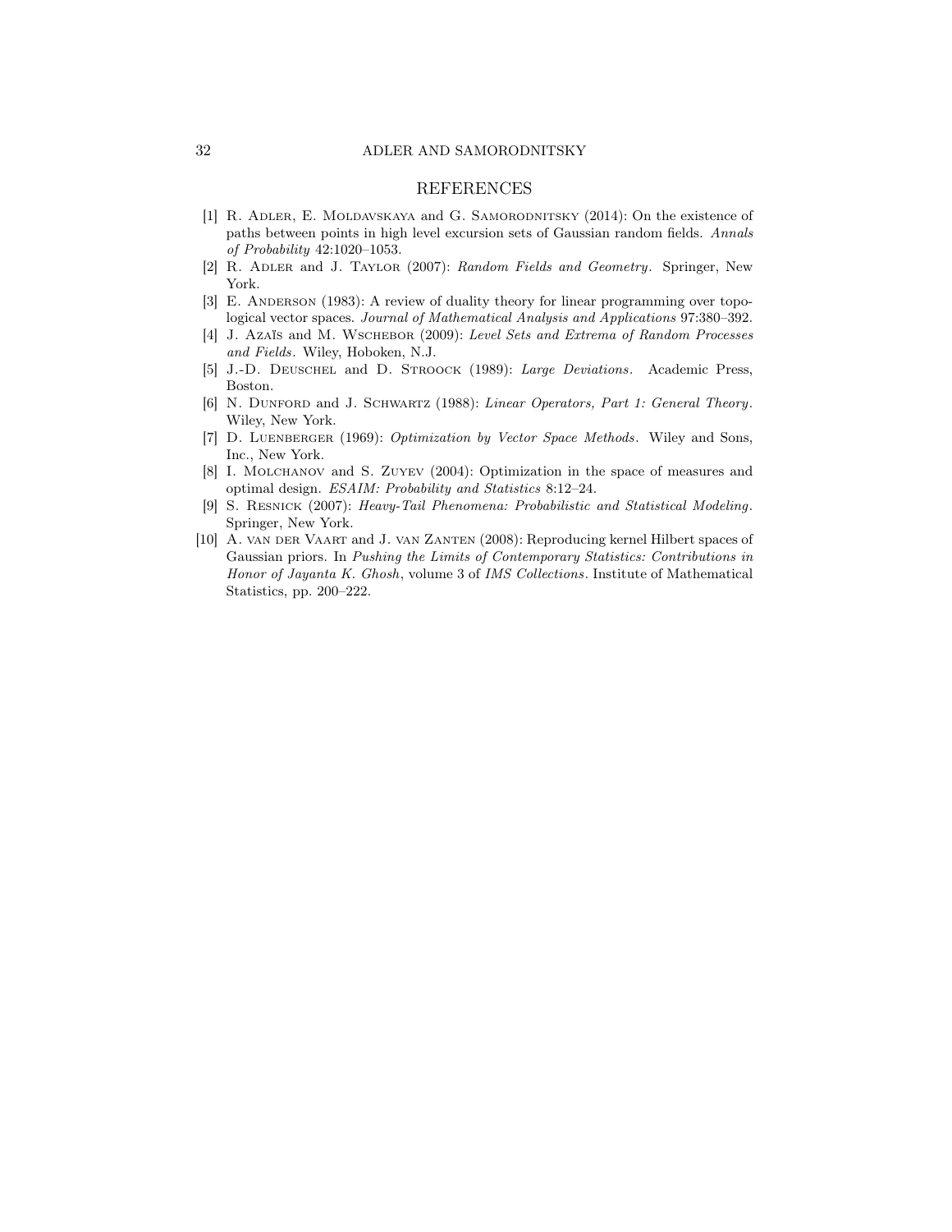# REFERENCES

[1] R. Adler, E. Moldavskaya and G. Samorodnitsky (2014): On the existence of paths between points in high level excursion sets of Gaussian random fields. *Annals of Probability* 42:1020–1053.

[2] R. Adler and J. Taylor (2007): *Random Fields and Geometry*. Springer, New York.

[3] E. Anderson (1983): A review of duality theory for linear programming over topological vector spaces. *Journal of Mathematical Analysis and Applications* 97:380–392.

[4] J. Azaïs and M. Wschebor (2009): *Level Sets and Extrema of Random Processes and Fields*. Wiley, Hoboken, N.J.

[5] J.-D. Deuschel and D. Stroock (1989): *Large Deviations*. Academic Press, Boston.

[6] N. Dunford and J. Schwartz (1988): *Linear Operators, Part 1: General Theory*. Wiley, New York.

[7] D. Luenberger (1969): *Optimization by Vector Space Methods*. Wiley and Sons, Inc., New York.

[8] I. Molchanov and S. Zuyev (2004): Optimization in the space of measures and optimal design. *ESAIM: Probability and Statistics* 8:12–24.

[9] S. Resnick (2007): *Heavy-Tail Phenomena: Probabilistic and Statistical Modeling*. Springer, New York.

[10] A. van der Vaart and J. van Zanten (2008): Reproducing kernel Hilbert spaces of Gaussian priors. In *Pushing the Limits of Contemporary Statistics: Contributions in Honor of Jayanta K. Ghosh*, volume 3 of *IMS Collections*. Institute of Mathematical Statistics, pp. 200–222.